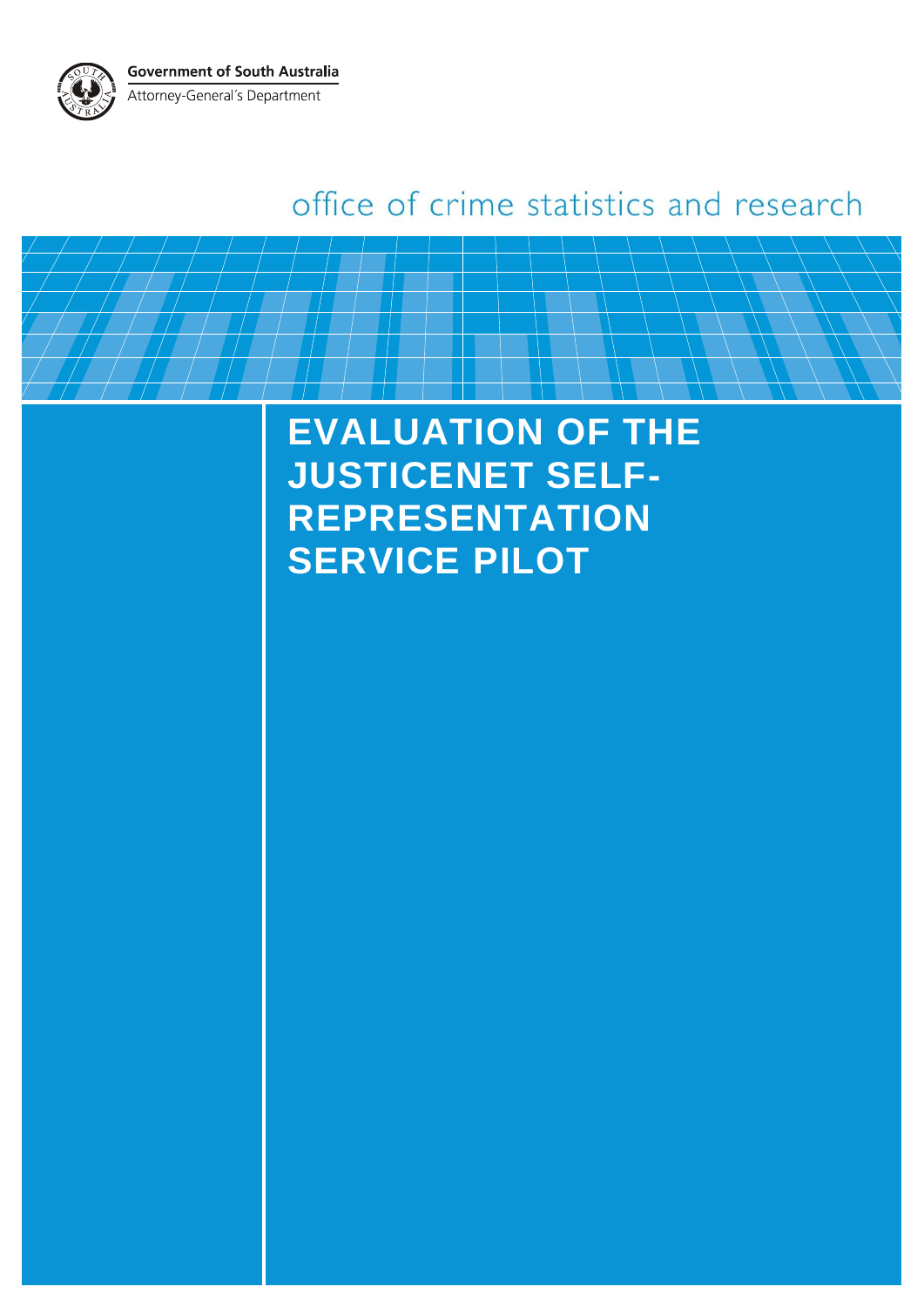Government of South Australia

Attorney-General's Department

office of crime statistics and research

# EVALUATION OF THE JUSTICENET SELF-REPRESENTATION SERVICE PILOT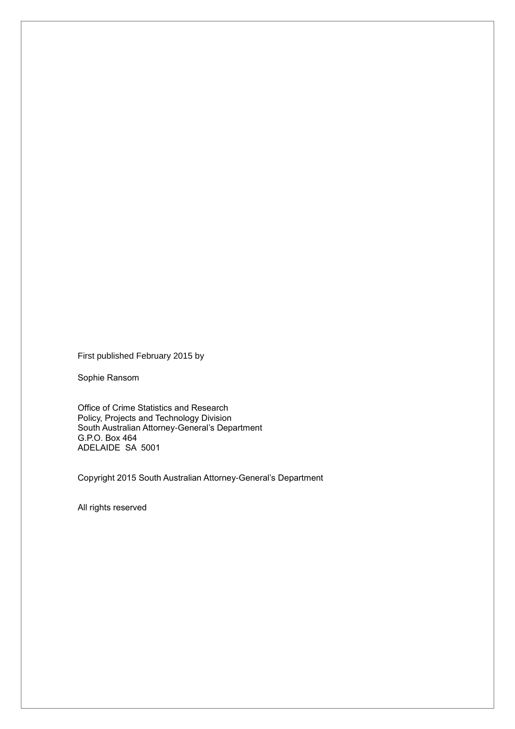First published February 2015 by

Sophie Ransom

Office of Crime Statistics and Research  
Policy, Projects and Technology Division  
South Australian Attorney-General's Department  
G.P.O. Box 464  
ADELAIDE SA 5001

Copyright 2015 South Australian Attorney-General's Department

All rights reserved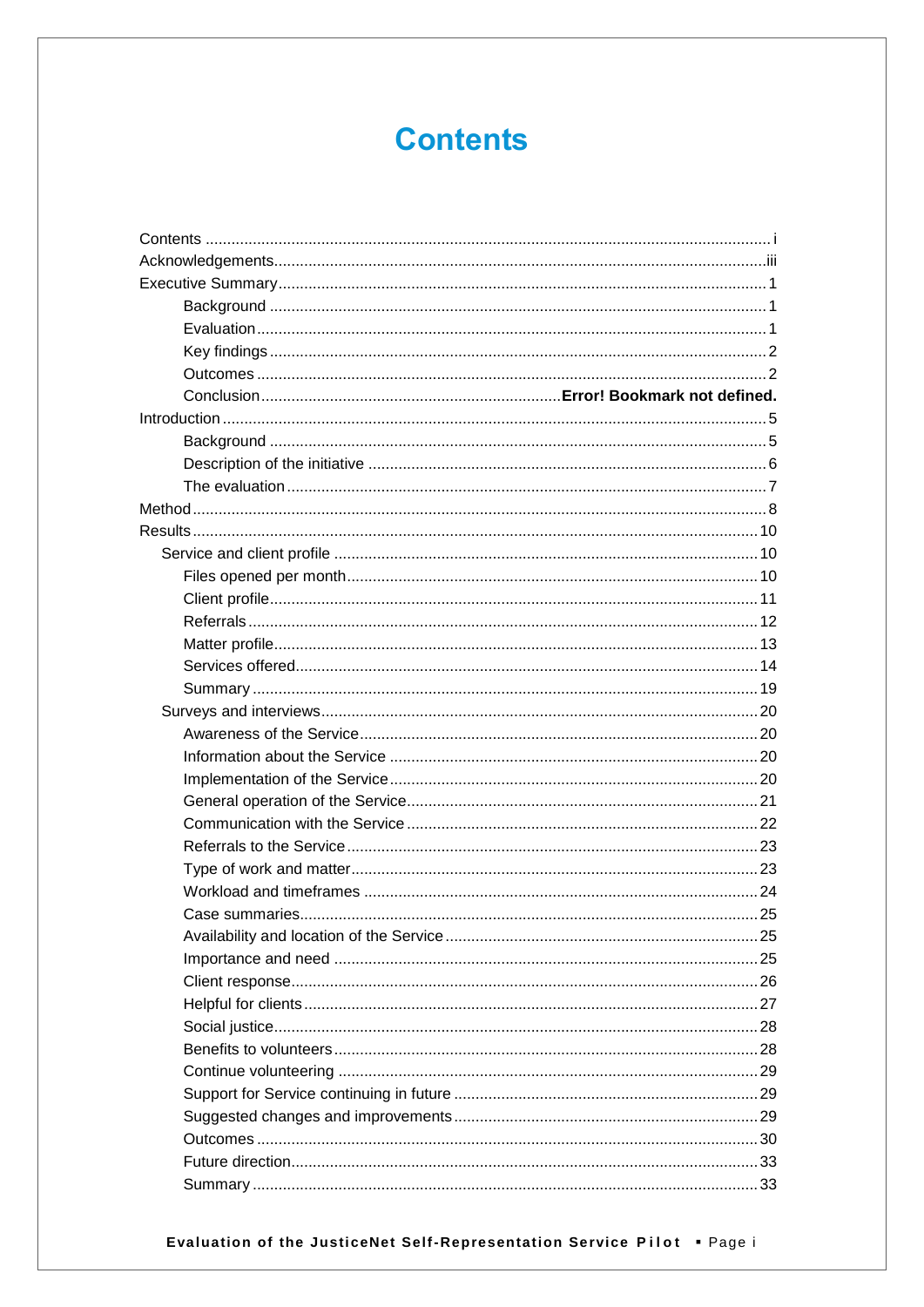# Contents

Contents ........................................................................ i
Acknowledgements ........................................................................ iii
Executive Summary ........................................................................ 1
- Background ........................................................................ 1
- Evaluation ........................................................................ 1
- Key findings ........................................................................ 2
- Outcomes ........................................................................ 2
- Conclusion ........................................................................ **Error! Bookmark not defined.**

Introduction ........................................................................ 5
- Background ........................................................................ 5
- Description of the initiative ........................................................................ 6
- The evaluation ........................................................................ 7

Method ........................................................................ 8
Results ........................................................................ 10
- Service and client profile ........................................................................ 10
  - Files opened per month ........................................................................ 10
  - Client profile ........................................................................ 11
  - Referrals ........................................................................ 12
  - Matter profile ........................................................................ 13
  - Services offered ........................................................................ 14
  - Summary ........................................................................ 19
- Surveys and interviews ........................................................................ 20
  - Awareness of the Service ........................................................................ 20
  - Information about the Service ........................................................................ 20
  - Implementation of the Service ........................................................................ 20
  - General operation of the Service ........................................................................ 21
  - Communication with the Service ........................................................................ 22
  - Referrals to the Service ........................................................................ 23
  - Type of work and matter ........................................................................ 23
  - Workload and timeframes ........................................................................ 24
  - Case summaries ........................................................................ 25
  - Availability and location of the Service ........................................................................ 25
  - Importance and need ........................................................................ 25
  - Client response ........................................................................ 26
  - Helpful for clients ........................................................................ 27
  - Social justice ........................................................................ 28
  - Benefits to volunteers ........................................................................ 28
  - Continue volunteering ........................................................................ 29
  - Support for Service continuing in future ........................................................................ 29
  - Suggested changes and improvements ........................................................................ 29
  - Outcomes ........................................................................ 30
  - Future direction ........................................................................ 33
  - Summary ........................................................................ 33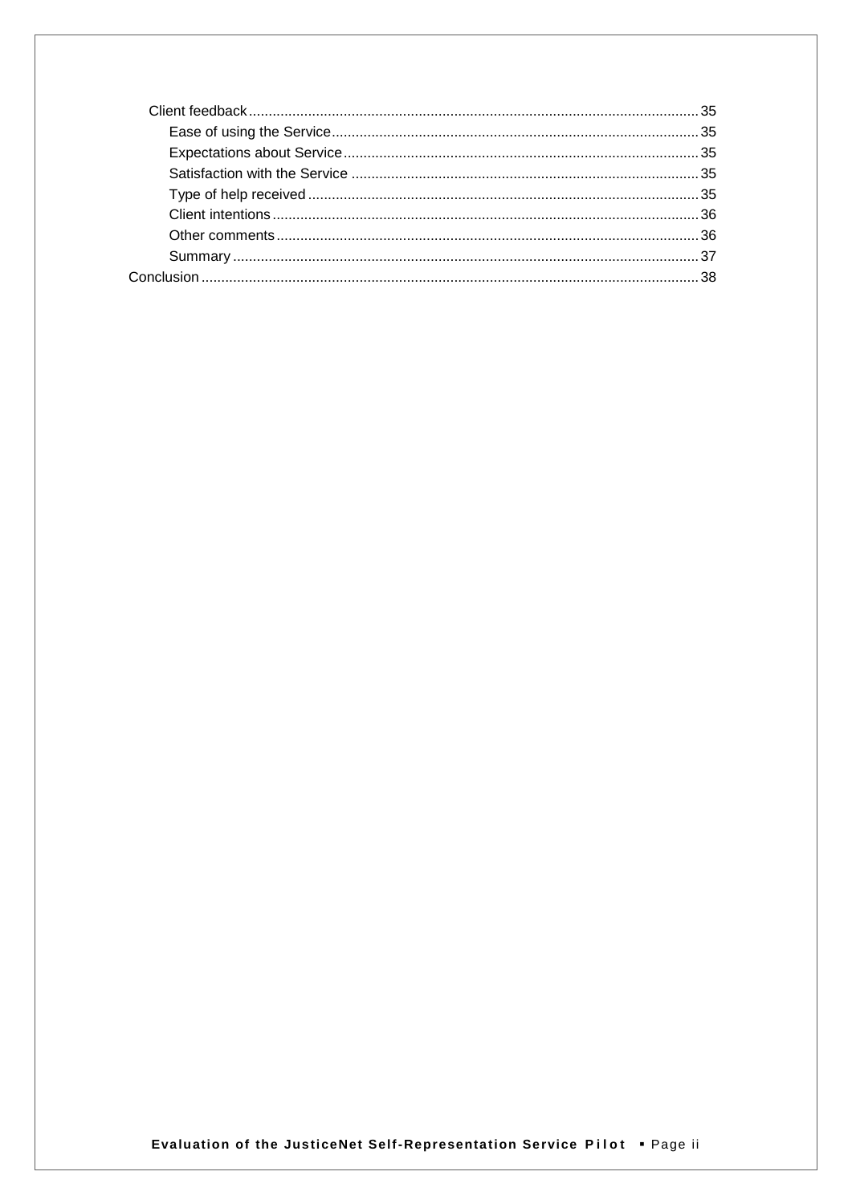- Client feedback ... 35
  - Ease of using the Service ... 35
  - Expectations about Service ... 35
  - Satisfaction with the Service ... 35
  - Type of help received ... 35
  - Client intentions ... 36
  - Other comments ... 36
  - Summary ... 37

Conclusion ... 38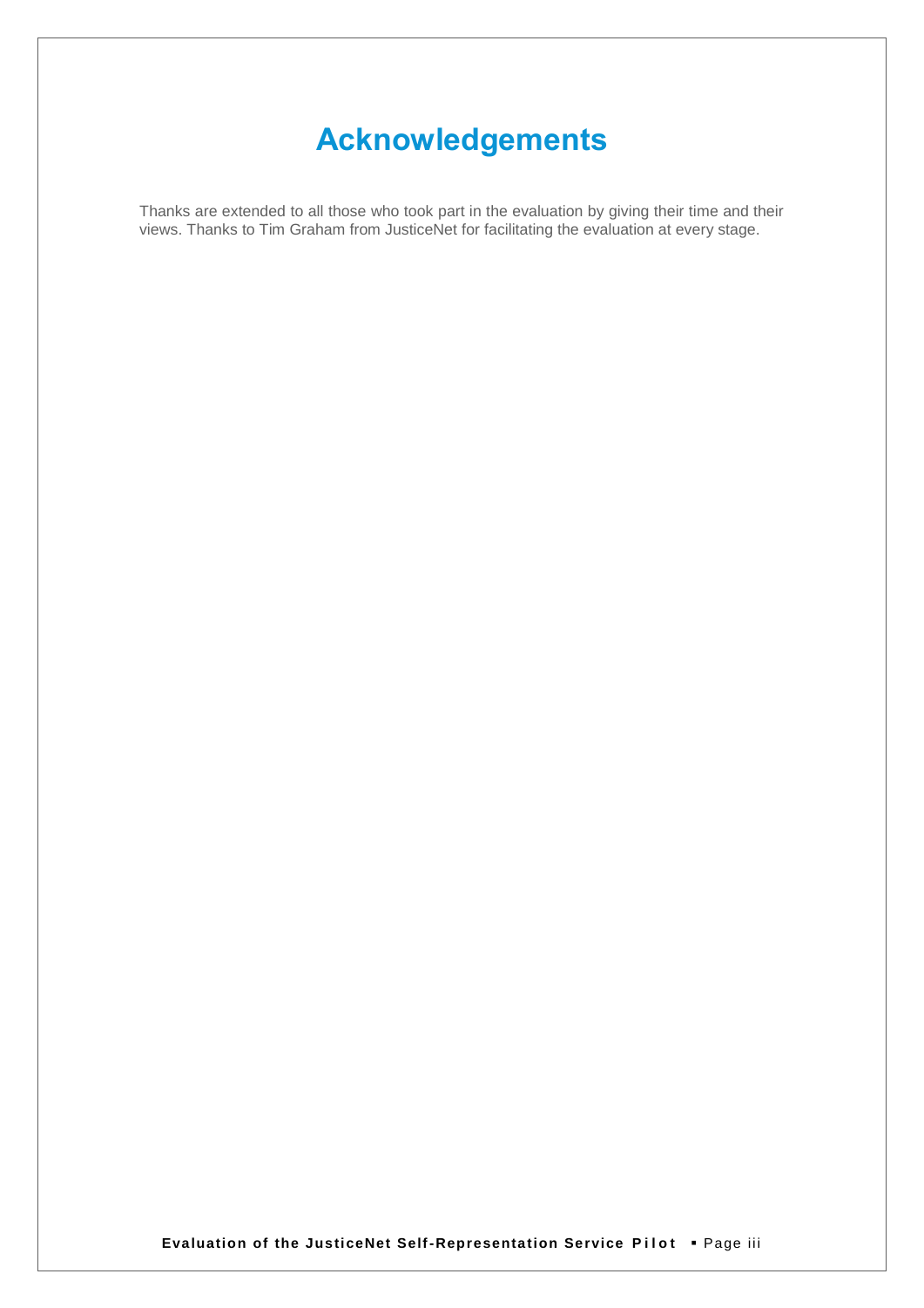# Acknowledgements

Thanks are extended to all those who took part in the evaluation by giving their time and their views. Thanks to Tim Graham from JusticeNet for facilitating the evaluation at every stage.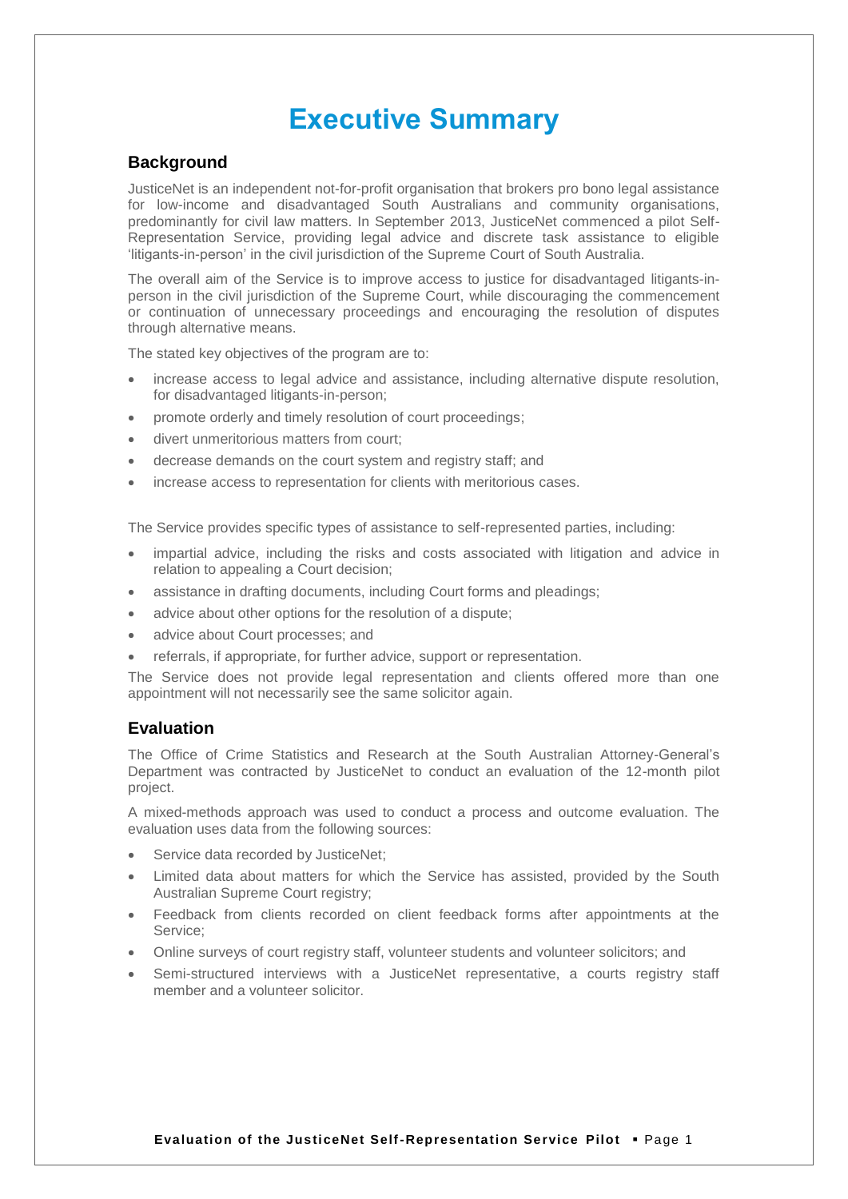# Executive Summary

## Background

JusticeNet is an independent not-for-profit organisation that brokers pro bono legal assistance for low-income and disadvantaged South Australians and community organisations, predominantly for civil law matters. In September 2013, JusticeNet commenced a pilot Self-Representation Service, providing legal advice and discrete task assistance to eligible 'litigants-in-person' in the civil jurisdiction of the Supreme Court of South Australia.

The overall aim of the Service is to improve access to justice for disadvantaged litigants-in-person in the civil jurisdiction of the Supreme Court, while discouraging the commencement or continuation of unnecessary proceedings and encouraging the resolution of disputes through alternative means.

The stated key objectives of the program are to:

- increase access to legal advice and assistance, including alternative dispute resolution, for disadvantaged litigants-in-person;
- promote orderly and timely resolution of court proceedings;
- divert unmeritorious matters from court;
- decrease demands on the court system and registry staff; and
- increase access to representation for clients with meritorious cases.

The Service provides specific types of assistance to self-represented parties, including:

- impartial advice, including the risks and costs associated with litigation and advice in relation to appealing a Court decision;
- assistance in drafting documents, including Court forms and pleadings;
- advice about other options for the resolution of a dispute;
- advice about Court processes; and
- referrals, if appropriate, for further advice, support or representation.

The Service does not provide legal representation and clients offered more than one appointment will not necessarily see the same solicitor again.

## Evaluation

The Office of Crime Statistics and Research at the South Australian Attorney-General's Department was contracted by JusticeNet to conduct an evaluation of the 12-month pilot project.

A mixed-methods approach was used to conduct a process and outcome evaluation. The evaluation uses data from the following sources:

- Service data recorded by JusticeNet;
- Limited data about matters for which the Service has assisted, provided by the South Australian Supreme Court registry;
- Feedback from clients recorded on client feedback forms after appointments at the Service;
- Online surveys of court registry staff, volunteer students and volunteer solicitors; and
- Semi-structured interviews with a JusticeNet representative, a courts registry staff member and a volunteer solicitor.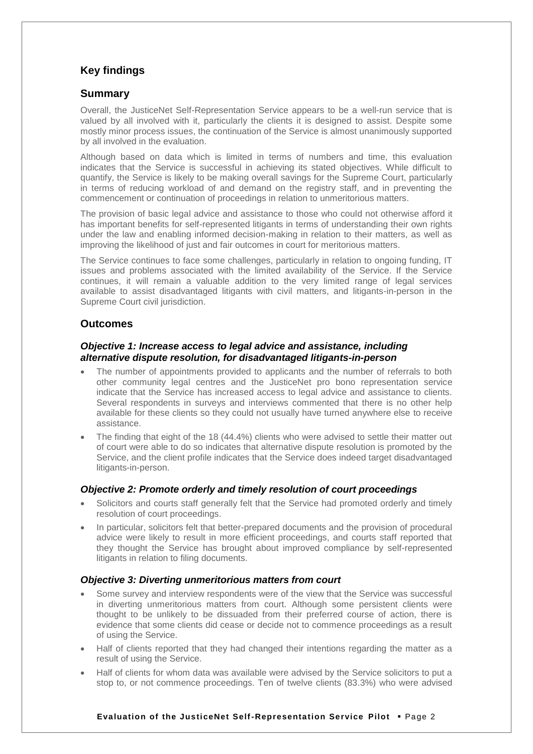## Key findings

### Summary

Overall, the JusticeNet Self-Representation Service appears to be a well-run service that is valued by all involved with it, particularly the clients it is designed to assist. Despite some mostly minor process issues, the continuation of the Service is almost unanimously supported by all involved in the evaluation.

Although based on data which is limited in terms of numbers and time, this evaluation indicates that the Service is successful in achieving its stated objectives. While difficult to quantify, the Service is likely to be making overall savings for the Supreme Court, particularly in terms of reducing workload of and demand on the registry staff, and in preventing the commencement or continuation of proceedings in relation to unmeritorious matters.

The provision of basic legal advice and assistance to those who could not otherwise afford it has important benefits for self-represented litigants in terms of understanding their own rights under the law and enabling informed decision-making in relation to their matters, as well as improving the likelihood of just and fair outcomes in court for meritorious matters.

The Service continues to face some challenges, particularly in relation to ongoing funding, IT issues and problems associated with the limited availability of the Service. If the Service continues, it will remain a valuable addition to the very limited range of legal services available to assist disadvantaged litigants with civil matters, and litigants-in-person in the Supreme Court civil jurisdiction.

### Outcomes

#### *Objective 1: Increase access to legal advice and assistance, including alternative dispute resolution, for disadvantaged litigants-in-person*

- The number of appointments provided to applicants and the number of referrals to both other community legal centres and the JusticeNet pro bono representation service indicate that the Service has increased access to legal advice and assistance to clients. Several respondents in surveys and interviews commented that there is no other help available for these clients so they could not usually have turned anywhere else to receive assistance.
- The finding that eight of the 18 (44.4%) clients who were advised to settle their matter out of court were able to do so indicates that alternative dispute resolution is promoted by the Service, and the client profile indicates that the Service does indeed target disadvantaged litigants-in-person.

#### *Objective 2: Promote orderly and timely resolution of court proceedings*

- Solicitors and courts staff generally felt that the Service had promoted orderly and timely resolution of court proceedings.
- In particular, solicitors felt that better-prepared documents and the provision of procedural advice were likely to result in more efficient proceedings, and courts staff reported that they thought the Service has brought about improved compliance by self-represented litigants in relation to filing documents.

#### *Objective 3: Diverting unmeritorious matters from court*

- Some survey and interview respondents were of the view that the Service was successful in diverting unmeritorious matters from court. Although some persistent clients were thought to be unlikely to be dissuaded from their preferred course of action, there is evidence that some clients did cease or decide not to commence proceedings as a result of using the Service.
- Half of clients reported that they had changed their intentions regarding the matter as a result of using the Service.
- Half of clients for whom data was available were advised by the Service solicitors to put a stop to, or not commence proceedings. Ten of twelve clients (83.3%) who were advised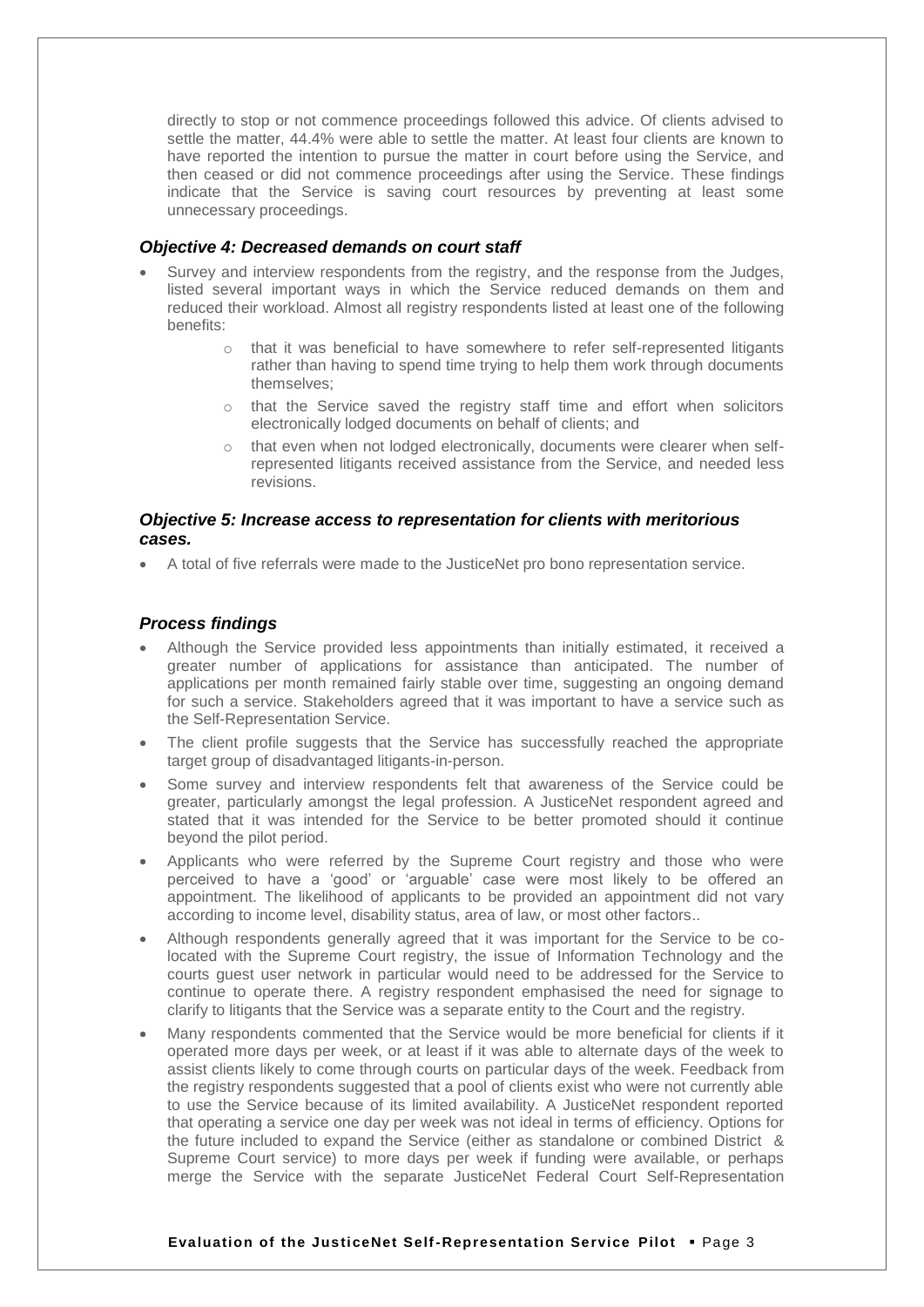directly to stop or not commence proceedings followed this advice. Of clients advised to settle the matter, 44.4% were able to settle the matter. At least four clients are known to have reported the intention to pursue the matter in court before using the Service, and then ceased or did not commence proceedings after using the Service. These findings indicate that the Service is saving court resources by preventing at least some unnecessary proceedings.

### *Objective 4: Decreased demands on court staff*

- Survey and interview respondents from the registry, and the response from the Judges, listed several important ways in which the Service reduced demands on them and reduced their workload. Almost all registry respondents listed at least one of the following benefits:
  - that it was beneficial to have somewhere to refer self-represented litigants rather than having to spend time trying to help them work through documents themselves;
  - that the Service saved the registry staff time and effort when solicitors electronically lodged documents on behalf of clients; and
  - that even when not lodged electronically, documents were clearer when self-represented litigants received assistance from the Service, and needed less revisions.

### *Objective 5: Increase access to representation for clients with meritorious cases.*

- A total of five referrals were made to the JusticeNet pro bono representation service.

### *Process findings*

- Although the Service provided less appointments than initially estimated, it received a greater number of applications for assistance than anticipated. The number of applications per month remained fairly stable over time, suggesting an ongoing demand for such a service. Stakeholders agreed that it was important to have a service such as the Self-Representation Service.
- The client profile suggests that the Service has successfully reached the appropriate target group of disadvantaged litigants-in-person.
- Some survey and interview respondents felt that awareness of the Service could be greater, particularly amongst the legal profession. A JusticeNet respondent agreed and stated that it was intended for the Service to be better promoted should it continue beyond the pilot period.
- Applicants who were referred by the Supreme Court registry and those who were perceived to have a 'good' or 'arguable' case were most likely to be offered an appointment. The likelihood of applicants to be provided an appointment did not vary according to income level, disability status, area of law, or most other factors..
- Although respondents generally agreed that it was important for the Service to be co-located with the Supreme Court registry, the issue of Information Technology and the courts guest user network in particular would need to be addressed for the Service to continue to operate there. A registry respondent emphasised the need for signage to clarify to litigants that the Service was a separate entity to the Court and the registry.
- Many respondents commented that the Service would be more beneficial for clients if it operated more days per week, or at least if it was able to alternate days of the week to assist clients likely to come through courts on particular days of the week. Feedback from the registry respondents suggested that a pool of clients exist who were not currently able to use the Service because of its limited availability. A JusticeNet respondent reported that operating a service one day per week was not ideal in terms of efficiency. Options for the future included to expand the Service (either as standalone or combined District & Supreme Court service) to more days per week if funding were available, or perhaps merge the Service with the separate JusticeNet Federal Court Self-Representation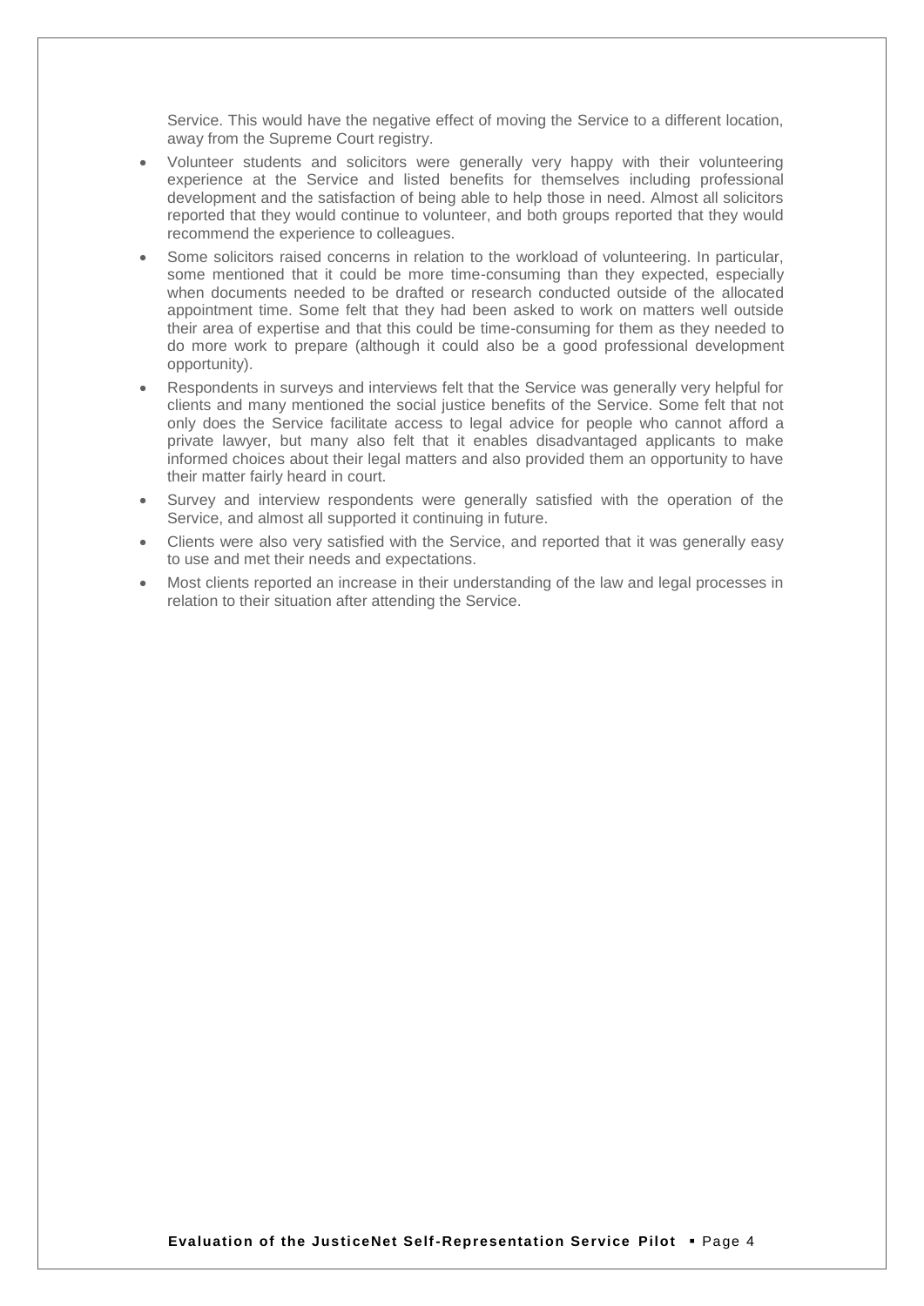Service. This would have the negative effect of moving the Service to a different location, away from the Supreme Court registry.

- Volunteer students and solicitors were generally very happy with their volunteering experience at the Service and listed benefits for themselves including professional development and the satisfaction of being able to help those in need. Almost all solicitors reported that they would continue to volunteer, and both groups reported that they would recommend the experience to colleagues.
- Some solicitors raised concerns in relation to the workload of volunteering. In particular, some mentioned that it could be more time-consuming than they expected, especially when documents needed to be drafted or research conducted outside of the allocated appointment time. Some felt that they had been asked to work on matters well outside their area of expertise and that this could be time-consuming for them as they needed to do more work to prepare (although it could also be a good professional development opportunity).
- Respondents in surveys and interviews felt that the Service was generally very helpful for clients and many mentioned the social justice benefits of the Service. Some felt that not only does the Service facilitate access to legal advice for people who cannot afford a private lawyer, but many also felt that it enables disadvantaged applicants to make informed choices about their legal matters and also provided them an opportunity to have their matter fairly heard in court.
- Survey and interview respondents were generally satisfied with the operation of the Service, and almost all supported it continuing in future.
- Clients were also very satisfied with the Service, and reported that it was generally easy to use and met their needs and expectations.
- Most clients reported an increase in their understanding of the law and legal processes in relation to their situation after attending the Service.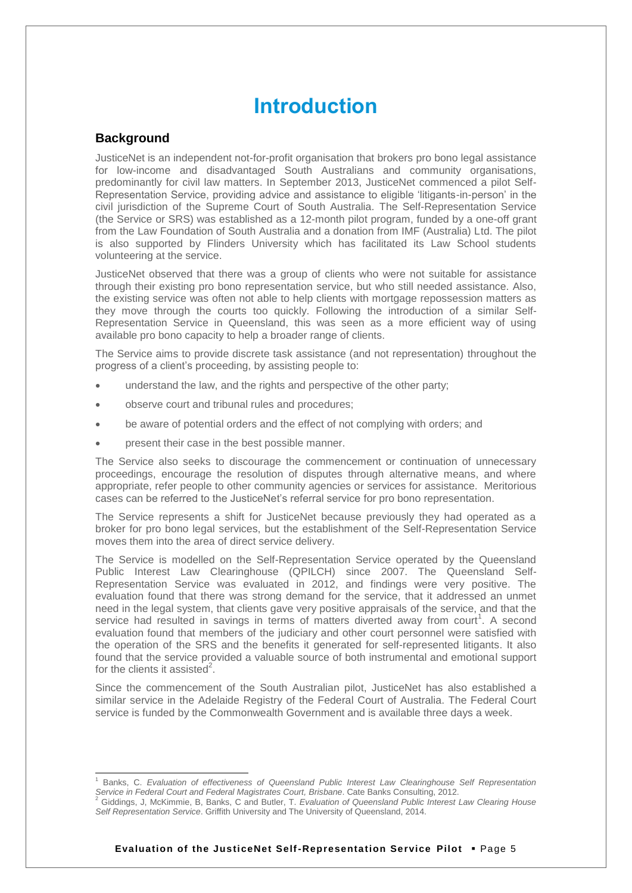# Introduction

## Background

JusticeNet is an independent not-for-profit organisation that brokers pro bono legal assistance for low-income and disadvantaged South Australians and community organisations, predominantly for civil law matters. In September 2013, JusticeNet commenced a pilot Self-Representation Service, providing advice and assistance to eligible 'litigants-in-person' in the civil jurisdiction of the Supreme Court of South Australia. The Self-Representation Service (the Service or SRS) was established as a 12-month pilot program, funded by a one-off grant from the Law Foundation of South Australia and a donation from IMF (Australia) Ltd. The pilot is also supported by Flinders University which has facilitated its Law School students volunteering at the service.

JusticeNet observed that there was a group of clients who were not suitable for assistance through their existing pro bono representation service, but who still needed assistance. Also, the existing service was often not able to help clients with mortgage repossession matters as they move through the courts too quickly. Following the introduction of a similar Self-Representation Service in Queensland, this was seen as a more efficient way of using available pro bono capacity to help a broader range of clients.

The Service aims to provide discrete task assistance (and not representation) throughout the progress of a client's proceeding, by assisting people to:

- understand the law, and the rights and perspective of the other party;
- observe court and tribunal rules and procedures;
- be aware of potential orders and the effect of not complying with orders; and
- present their case in the best possible manner.

The Service also seeks to discourage the commencement or continuation of unnecessary proceedings, encourage the resolution of disputes through alternative means, and where appropriate, refer people to other community agencies or services for assistance. Meritorious cases can be referred to the JusticeNet's referral service for pro bono representation.

The Service represents a shift for JusticeNet because previously they had operated as a broker for pro bono legal services, but the establishment of the Self-Representation Service moves them into the area of direct service delivery.

The Service is modelled on the Self-Representation Service operated by the Queensland Public Interest Law Clearinghouse (QPILCH) since 2007. The Queensland Self-Representation Service was evaluated in 2012, and findings were very positive. The evaluation found that there was strong demand for the service, that it addressed an unmet need in the legal system, that clients gave very positive appraisals of the service, and that the service had resulted in savings in terms of matters diverted away from court[1]. A second evaluation found that members of the judiciary and other court personnel were satisfied with the operation of the SRS and the benefits it generated for self-represented litigants. It also found that the service provided a valuable source of both instrumental and emotional support for the clients it assisted[2].

Since the commencement of the South Australian pilot, JusticeNet has also established a similar service in the Adelaide Registry of the Federal Court of Australia. The Federal Court service is funded by the Commonwealth Government and is available three days a week.

---

[1] Banks, C. *Evaluation of effectiveness of Queensland Public Interest Law Clearinghouse Self Representation Service in Federal Court and Federal Magistrates Court, Brisbane*. Cate Banks Consulting, 2012.

[2] Giddings, J, McKimmie, B, Banks, C and Butler, T. *Evaluation of Queensland Public Interest Law Clearing House Self Representation Service*. Griffith University and The University of Queensland, 2014.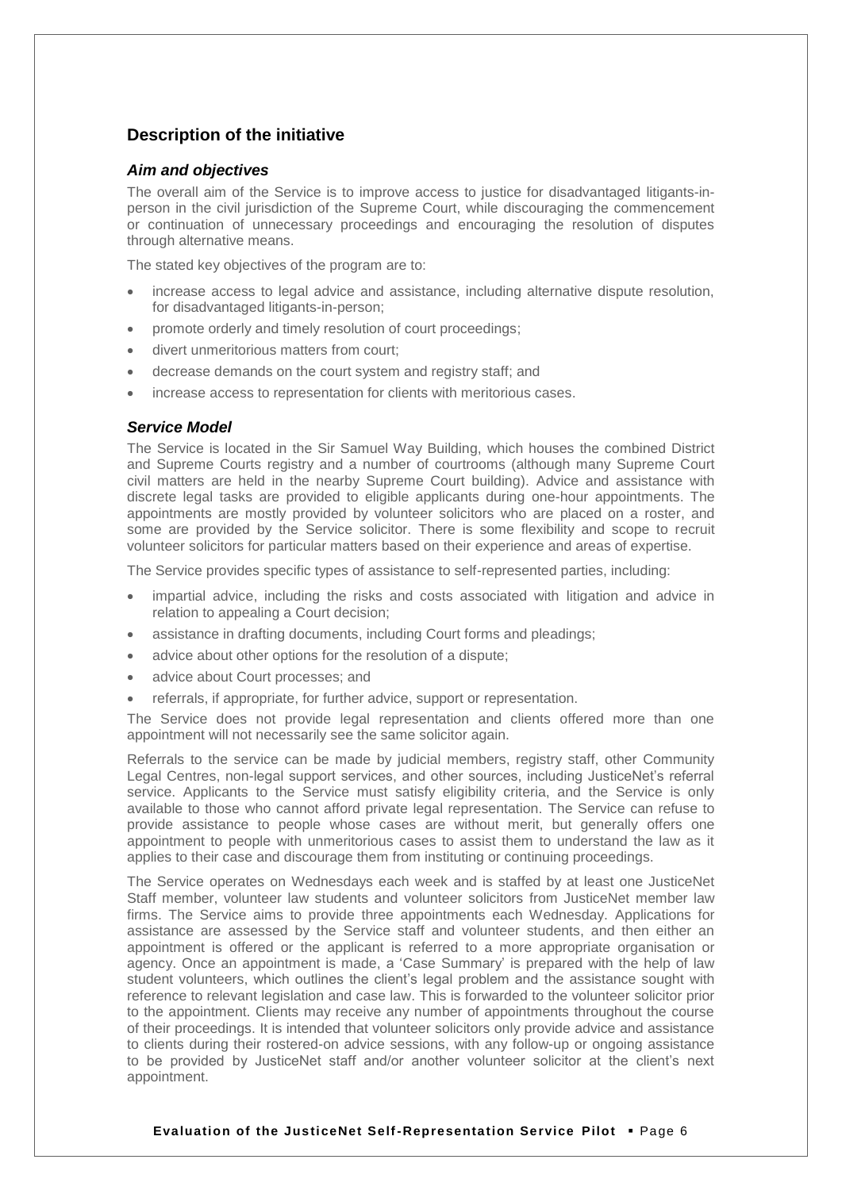## Description of the initiative

### *Aim and objectives*

The overall aim of the Service is to improve access to justice for disadvantaged litigants-in-person in the civil jurisdiction of the Supreme Court, while discouraging the commencement or continuation of unnecessary proceedings and encouraging the resolution of disputes through alternative means.

The stated key objectives of the program are to:

- increase access to legal advice and assistance, including alternative dispute resolution, for disadvantaged litigants-in-person;
- promote orderly and timely resolution of court proceedings;
- divert unmeritorious matters from court;
- decrease demands on the court system and registry staff; and
- increase access to representation for clients with meritorious cases.

### *Service Model*

The Service is located in the Sir Samuel Way Building, which houses the combined District and Supreme Courts registry and a number of courtrooms (although many Supreme Court civil matters are held in the nearby Supreme Court building). Advice and assistance with discrete legal tasks are provided to eligible applicants during one-hour appointments. The appointments are mostly provided by volunteer solicitors who are placed on a roster, and some are provided by the Service solicitor. There is some flexibility and scope to recruit volunteer solicitors for particular matters based on their experience and areas of expertise.

The Service provides specific types of assistance to self-represented parties, including:

- impartial advice, including the risks and costs associated with litigation and advice in relation to appealing a Court decision;
- assistance in drafting documents, including Court forms and pleadings;
- advice about other options for the resolution of a dispute;
- advice about Court processes; and
- referrals, if appropriate, for further advice, support or representation.

The Service does not provide legal representation and clients offered more than one appointment will not necessarily see the same solicitor again.

Referrals to the service can be made by judicial members, registry staff, other Community Legal Centres, non-legal support services, and other sources, including JusticeNet's referral service. Applicants to the Service must satisfy eligibility criteria, and the Service is only available to those who cannot afford private legal representation. The Service can refuse to provide assistance to people whose cases are without merit, but generally offers one appointment to people with unmeritorious cases to assist them to understand the law as it applies to their case and discourage them from instituting or continuing proceedings.

The Service operates on Wednesdays each week and is staffed by at least one JusticeNet Staff member, volunteer law students and volunteer solicitors from JusticeNet member law firms. The Service aims to provide three appointments each Wednesday. Applications for assistance are assessed by the Service staff and volunteer students, and then either an appointment is offered or the applicant is referred to a more appropriate organisation or agency. Once an appointment is made, a 'Case Summary' is prepared with the help of law student volunteers, which outlines the client's legal problem and the assistance sought with reference to relevant legislation and case law. This is forwarded to the volunteer solicitor prior to the appointment. Clients may receive any number of appointments throughout the course of their proceedings. It is intended that volunteer solicitors only provide advice and assistance to clients during their rostered-on advice sessions, with any follow-up or ongoing assistance to be provided by JusticeNet staff and/or another volunteer solicitor at the client's next appointment.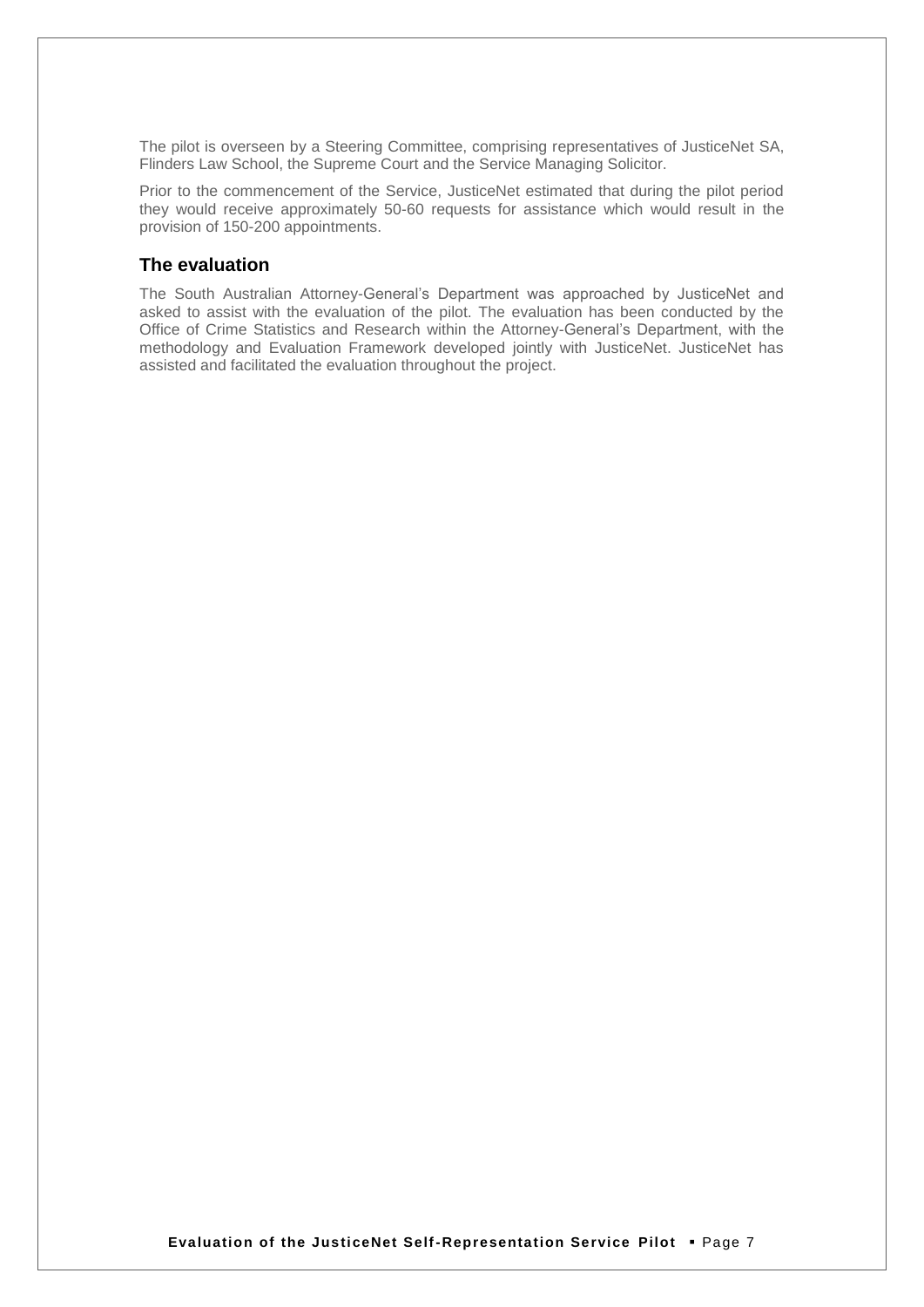The pilot is overseen by a Steering Committee, comprising representatives of JusticeNet SA, Flinders Law School, the Supreme Court and the Service Managing Solicitor.

Prior to the commencement of the Service, JusticeNet estimated that during the pilot period they would receive approximately 50-60 requests for assistance which would result in the provision of 150-200 appointments.

## The evaluation

The South Australian Attorney-General's Department was approached by JusticeNet and asked to assist with the evaluation of the pilot. The evaluation has been conducted by the Office of Crime Statistics and Research within the Attorney-General's Department, with the methodology and Evaluation Framework developed jointly with JusticeNet. JusticeNet has assisted and facilitated the evaluation throughout the project.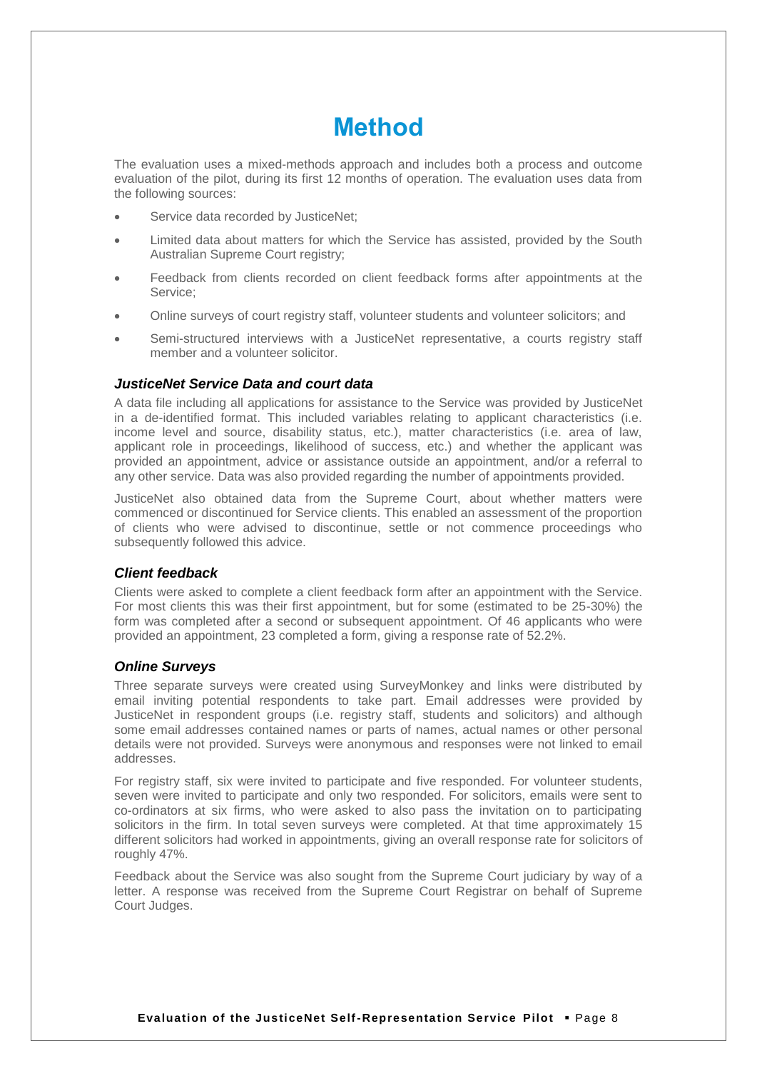# Method

The evaluation uses a mixed-methods approach and includes both a process and outcome evaluation of the pilot, during its first 12 months of operation. The evaluation uses data from the following sources:

- Service data recorded by JusticeNet;
- Limited data about matters for which the Service has assisted, provided by the South Australian Supreme Court registry;
- Feedback from clients recorded on client feedback forms after appointments at the Service;
- Online surveys of court registry staff, volunteer students and volunteer solicitors; and
- Semi-structured interviews with a JusticeNet representative, a courts registry staff member and a volunteer solicitor.

### *JusticeNet Service Data and court data*

A data file including all applications for assistance to the Service was provided by JusticeNet in a de-identified format. This included variables relating to applicant characteristics (i.e. income level and source, disability status, etc.), matter characteristics (i.e. area of law, applicant role in proceedings, likelihood of success, etc.) and whether the applicant was provided an appointment, advice or assistance outside an appointment, and/or a referral to any other service. Data was also provided regarding the number of appointments provided.

JusticeNet also obtained data from the Supreme Court, about whether matters were commenced or discontinued for Service clients. This enabled an assessment of the proportion of clients who were advised to discontinue, settle or not commence proceedings who subsequently followed this advice.

### *Client feedback*

Clients were asked to complete a client feedback form after an appointment with the Service. For most clients this was their first appointment, but for some (estimated to be 25-30%) the form was completed after a second or subsequent appointment. Of 46 applicants who were provided an appointment, 23 completed a form, giving a response rate of 52.2%.

### *Online Surveys*

Three separate surveys were created using SurveyMonkey and links were distributed by email inviting potential respondents to take part. Email addresses were provided by JusticeNet in respondent groups (i.e. registry staff, students and solicitors) and although some email addresses contained names or parts of names, actual names or other personal details were not provided. Surveys were anonymous and responses were not linked to email addresses.

For registry staff, six were invited to participate and five responded. For volunteer students, seven were invited to participate and only two responded. For solicitors, emails were sent to co-ordinators at six firms, who were asked to also pass the invitation on to participating solicitors in the firm. In total seven surveys were completed. At that time approximately 15 different solicitors had worked in appointments, giving an overall response rate for solicitors of roughly 47%.

Feedback about the Service was also sought from the Supreme Court judiciary by way of a letter. A response was received from the Supreme Court Registrar on behalf of Supreme Court Judges.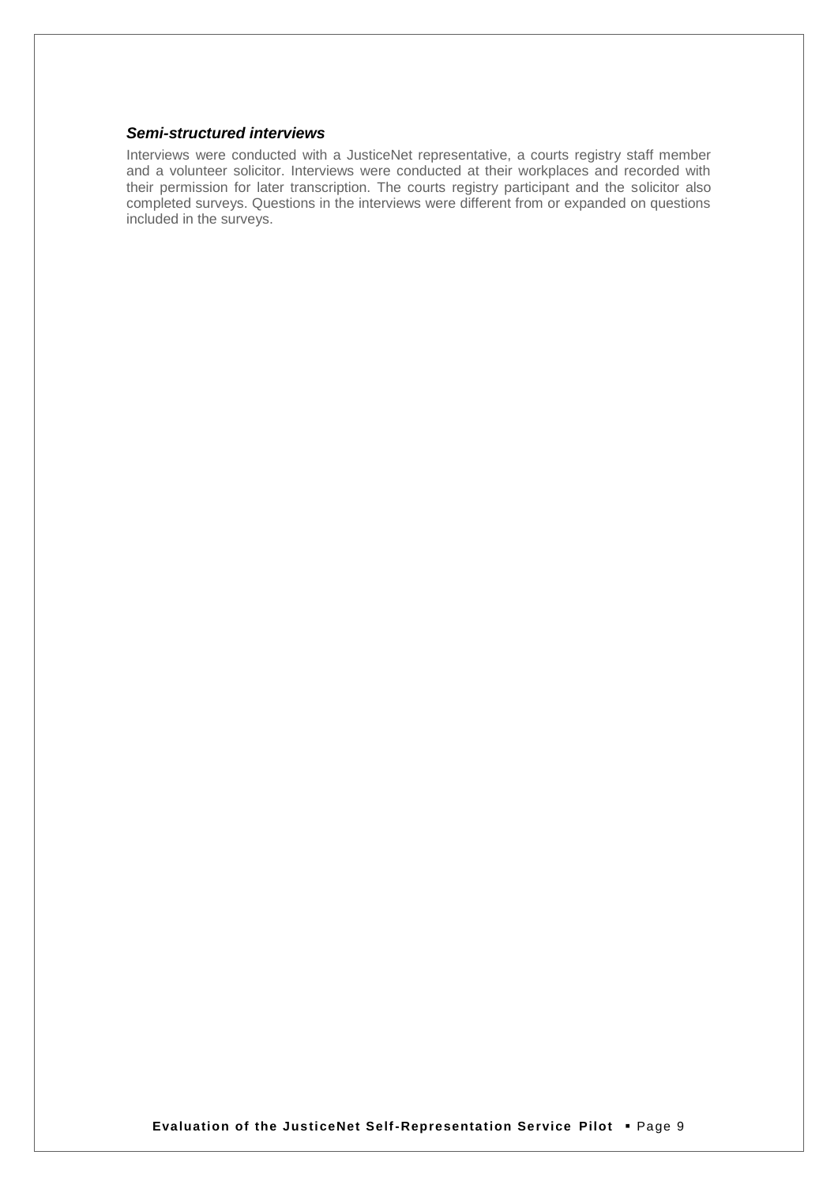### ***Semi-structured interviews***

Interviews were conducted with a JusticeNet representative, a courts registry staff member and a volunteer solicitor. Interviews were conducted at their workplaces and recorded with their permission for later transcription. The courts registry participant and the solicitor also completed surveys. Questions in the interviews were different from or expanded on questions included in the surveys.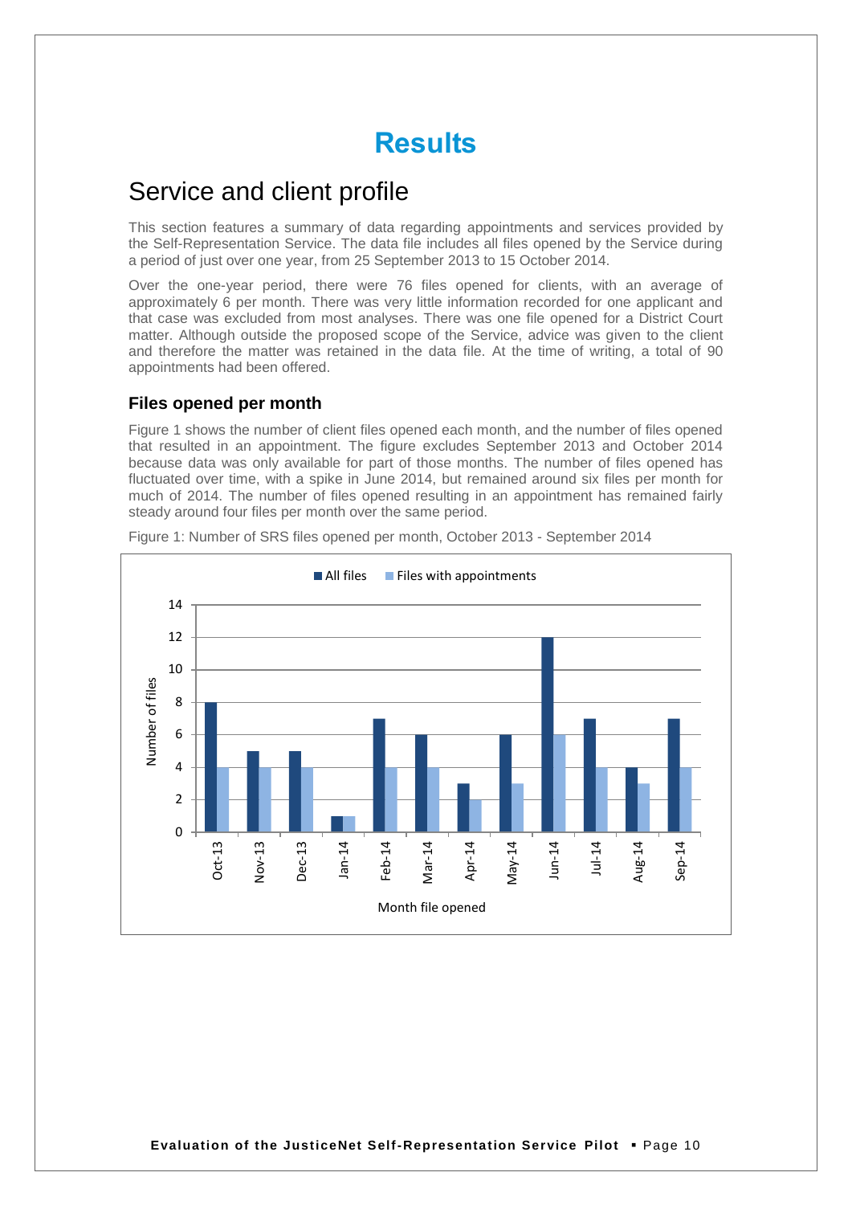# Results

## Service and client profile

This section features a summary of data regarding appointments and services provided by the Self-Representation Service. The data file includes all files opened by the Service during a period of just over one year, from 25 September 2013 to 15 October 2014.

Over the one-year period, there were 76 files opened for clients, with an average of approximately 6 per month. There was very little information recorded for one applicant and that case was excluded from most analyses. There was one file opened for a District Court matter. Although outside the proposed scope of the Service, advice was given to the client and therefore the matter was retained in the data file. At the time of writing, a total of 90 appointments had been offered.

### Files opened per month

Figure 1 shows the number of client files opened each month, and the number of files opened that resulted in an appointment. The figure excludes September 2013 and October 2014 because data was only available for part of those months. The number of files opened has fluctuated over time, with a spike in June 2014, but remained around six files per month for much of 2014. The number of files opened resulting in an appointment has remained fairly steady around four files per month over the same period.

Figure 1: Number of SRS files opened per month, October 2013 - September 2014

| Month file opened | All files | Files with appointments |
|---|---|---|
| Oct-13 | 8 | 4 |
| Nov-13 | 5 | 4 |
| Dec-13 | 5 | 4 |
| Jan-14 | 1 | 1 |
| Feb-14 | 7 | 4 |
| Mar-14 | 6 | 4 |
| Apr-14 | 3 | 2 |
| May-14 | 6 | 3 |
| Jun-14 | 12 | 6 |
| Jul-14 | 7 | 4 |
| Aug-14 | 4 | 3 |
| Sep-14 | 7 | 4 |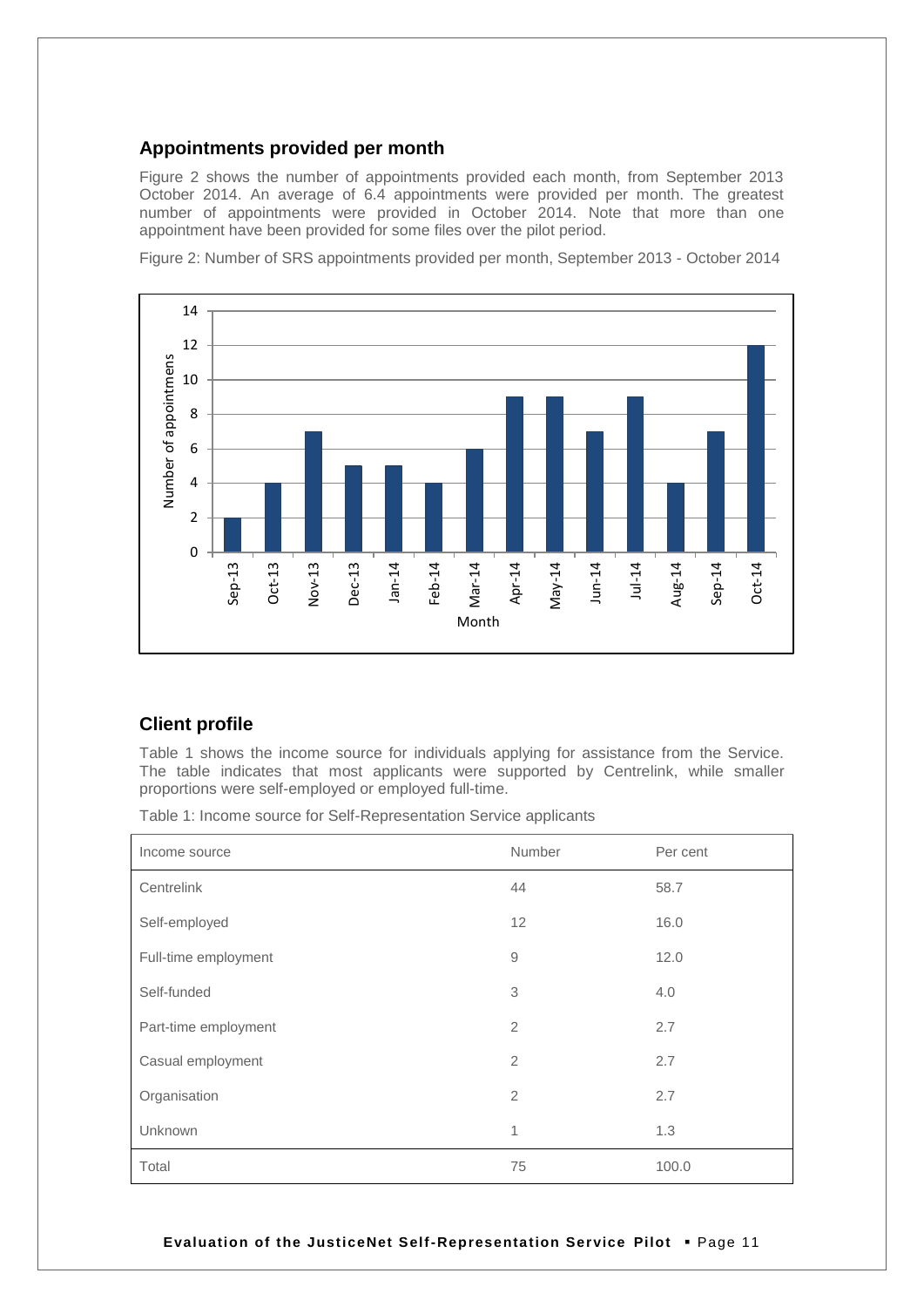## Appointments provided per month

Figure 2 shows the number of appointments provided each month, from September 2013 October 2014. An average of 6.4 appointments were provided per month. The greatest number of appointments were provided in October 2014. Note that more than one appointment have been provided for some files over the pilot period.

Figure 2: Number of SRS appointments provided per month, September 2013 - October 2014

## Client profile

Table 1 shows the income source for individuals applying for assistance from the Service. The table indicates that most applicants were supported by Centrelink, while smaller proportions were self-employed or employed full-time.

Table 1: Income source for Self-Representation Service applicants

| Income source | Number | Per cent |
|---|---|---|
| Centrelink | 44 | 58.7 |
| Self-employed | 12 | 16.0 |
| Full-time employment | 9 | 12.0 |
| Self-funded | 3 | 4.0 |
| Part-time employment | 2 | 2.7 |
| Casual employment | 2 | 2.7 |
| Organisation | 2 | 2.7 |
| Unknown | 1 | 1.3 |
| Total | 75 | 100.0 |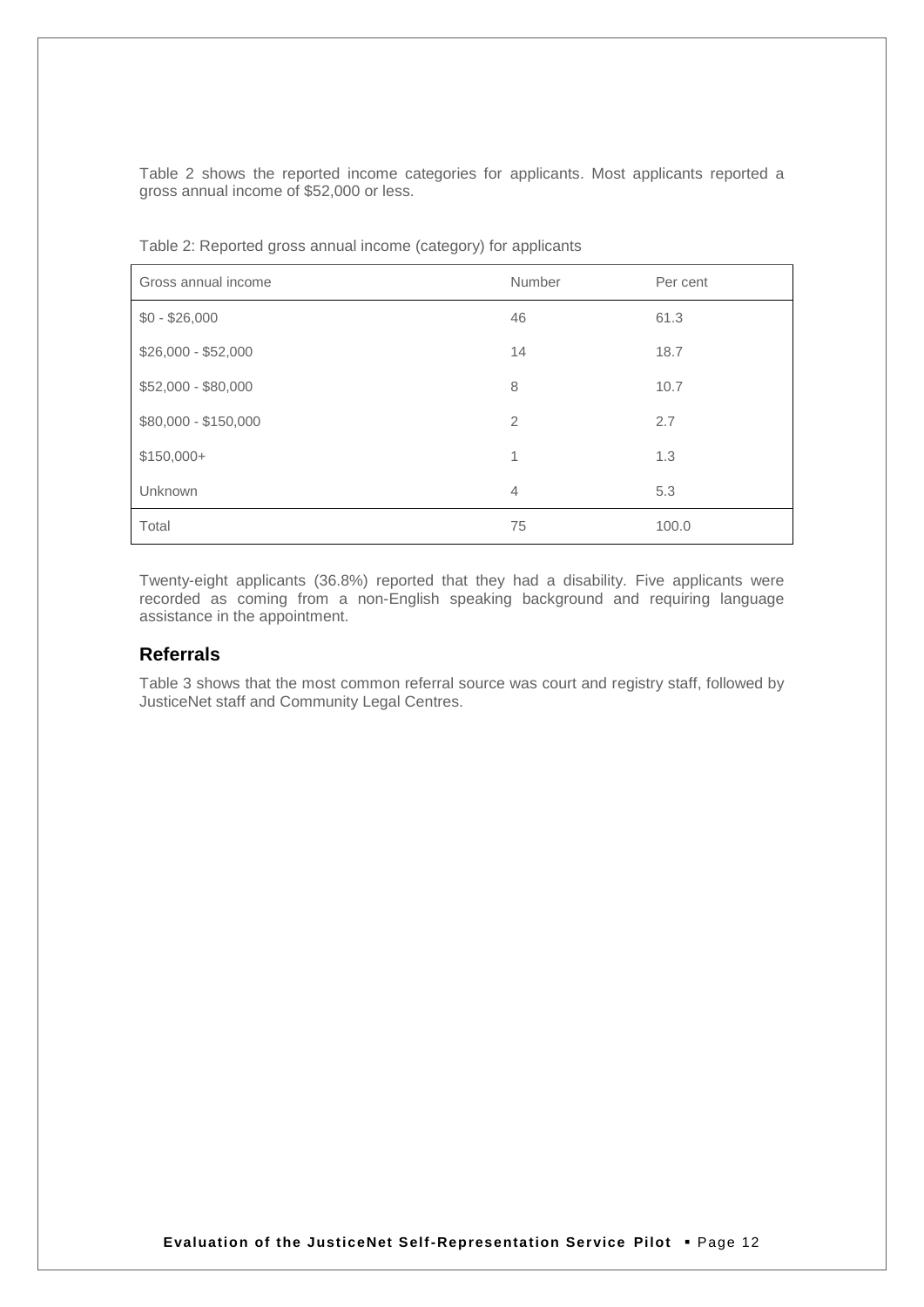Table 2 shows the reported income categories for applicants. Most applicants reported a gross annual income of $52,000 or less.

Table 2: Reported gross annual income (category) for applicants

| Gross annual income | Number | Per cent |
|---|---|---|
| $0 - $26,000 | 46 | 61.3 |
| $26,000 - $52,000 | 14 | 18.7 |
| $52,000 - $80,000 | 8 | 10.7 |
| $80,000 - $150,000 | 2 | 2.7 |
| $150,000+ | 1 | 1.3 |
| Unknown | 4 | 5.3 |
| Total | 75 | 100.0 |

Twenty-eight applicants (36.8%) reported that they had a disability. Five applicants were recorded as coming from a non-English speaking background and requiring language assistance in the appointment.

## Referrals

Table 3 shows that the most common referral source was court and registry staff, followed by JusticeNet staff and Community Legal Centres.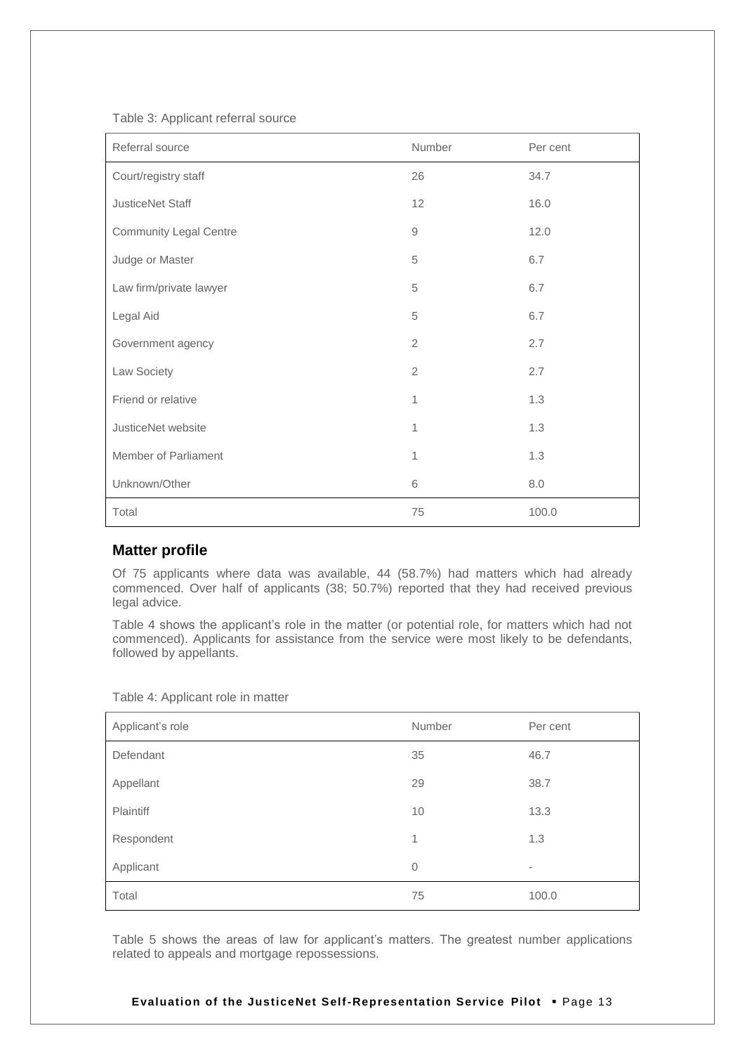Table 3: Applicant referral source

| Referral source | Number | Per cent |
|---|---|---|
| Court/registry staff | 26 | 34.7 |
| JusticeNet Staff | 12 | 16.0 |
| Community Legal Centre | 9 | 12.0 |
| Judge or Master | 5 | 6.7 |
| Law firm/private lawyer | 5 | 6.7 |
| Legal Aid | 5 | 6.7 |
| Government agency | 2 | 2.7 |
| Law Society | 2 | 2.7 |
| Friend or relative | 1 | 1.3 |
| JusticeNet website | 1 | 1.3 |
| Member of Parliament | 1 | 1.3 |
| Unknown/Other | 6 | 8.0 |
| Total | 75 | 100.0 |

## Matter profile

Of 75 applicants where data was available, 44 (58.7%) had matters which had already commenced. Over half of applicants (38; 50.7%) reported that they had received previous legal advice.

Table 4 shows the applicant's role in the matter (or potential role, for matters which had not commenced). Applicants for assistance from the service were most likely to be defendants, followed by appellants.

Table 4: Applicant role in matter

| Applicant's role | Number | Per cent |
|---|---|---|
| Defendant | 35 | 46.7 |
| Appellant | 29 | 38.7 |
| Plaintiff | 10 | 13.3 |
| Respondent | 1 | 1.3 |
| Applicant | 0 | - |
| Total | 75 | 100.0 |

Table 5 shows the areas of law for applicant's matters. The greatest number applications related to appeals and mortgage repossessions.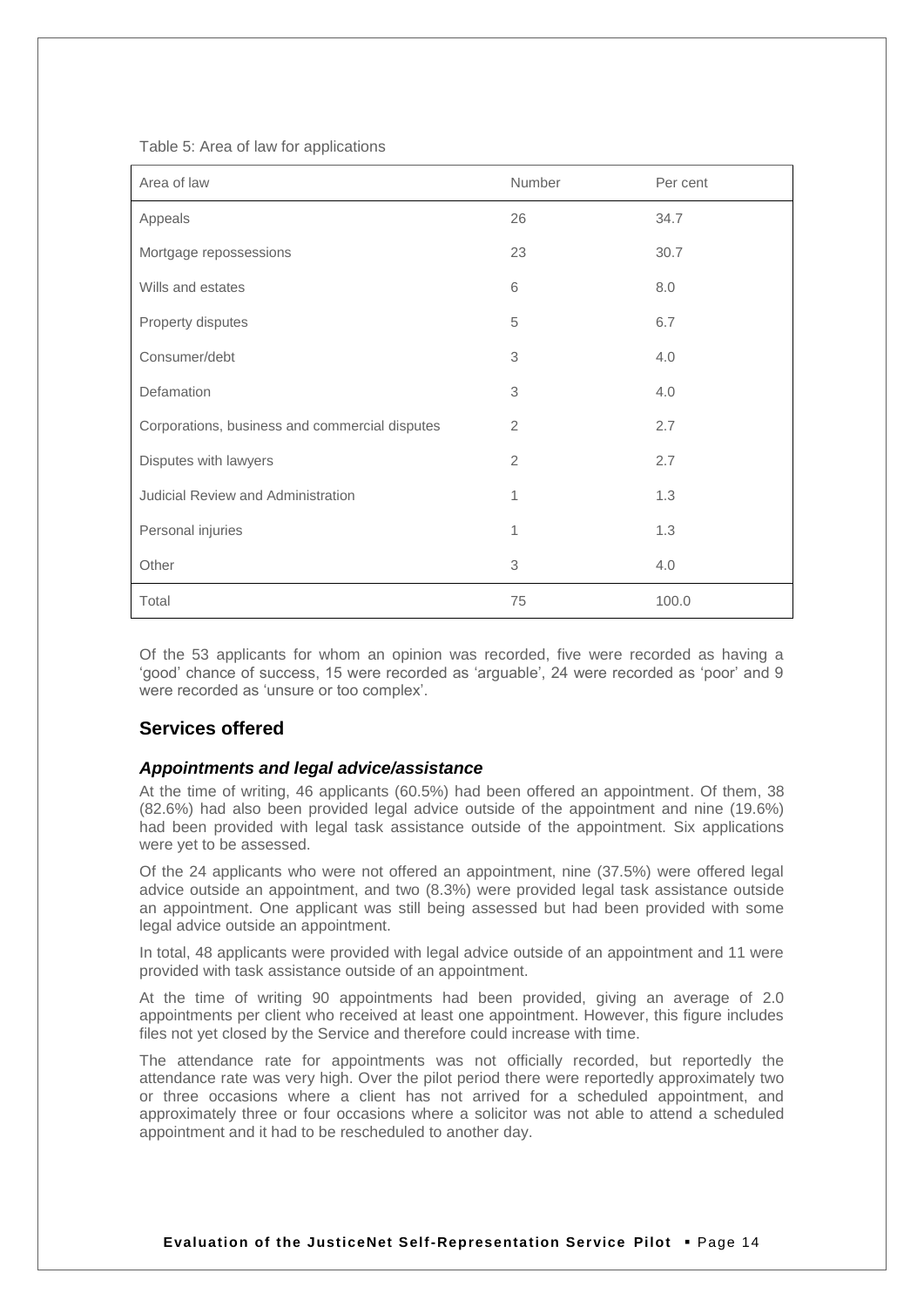Table 5: Area of law for applications

| Area of law | Number | Per cent |
|---|---|---|
| Appeals | 26 | 34.7 |
| Mortgage repossessions | 23 | 30.7 |
| Wills and estates | 6 | 8.0 |
| Property disputes | 5 | 6.7 |
| Consumer/debt | 3 | 4.0 |
| Defamation | 3 | 4.0 |
| Corporations, business and commercial disputes | 2 | 2.7 |
| Disputes with lawyers | 2 | 2.7 |
| Judicial Review and Administration | 1 | 1.3 |
| Personal injuries | 1 | 1.3 |
| Other | 3 | 4.0 |
| Total | 75 | 100.0 |

Of the 53 applicants for whom an opinion was recorded, five were recorded as having a 'good' chance of success, 15 were recorded as 'arguable', 24 were recorded as 'poor' and 9 were recorded as 'unsure or too complex'.

## Services offered

### *Appointments and legal advice/assistance*

At the time of writing, 46 applicants (60.5%) had been offered an appointment. Of them, 38 (82.6%) had also been provided legal advice outside of the appointment and nine (19.6%) had been provided with legal task assistance outside of the appointment. Six applications were yet to be assessed.

Of the 24 applicants who were not offered an appointment, nine (37.5%) were offered legal advice outside an appointment, and two (8.3%) were provided legal task assistance outside an appointment. One applicant was still being assessed but had been provided with some legal advice outside an appointment.

In total, 48 applicants were provided with legal advice outside of an appointment and 11 were provided with task assistance outside of an appointment.

At the time of writing 90 appointments had been provided, giving an average of 2.0 appointments per client who received at least one appointment. However, this figure includes files not yet closed by the Service and therefore could increase with time.

The attendance rate for appointments was not officially recorded, but reportedly the attendance rate was very high. Over the pilot period there were reportedly approximately two or three occasions where a client has not arrived for a scheduled appointment, and approximately three or four occasions where a solicitor was not able to attend a scheduled appointment and it had to be rescheduled to another day.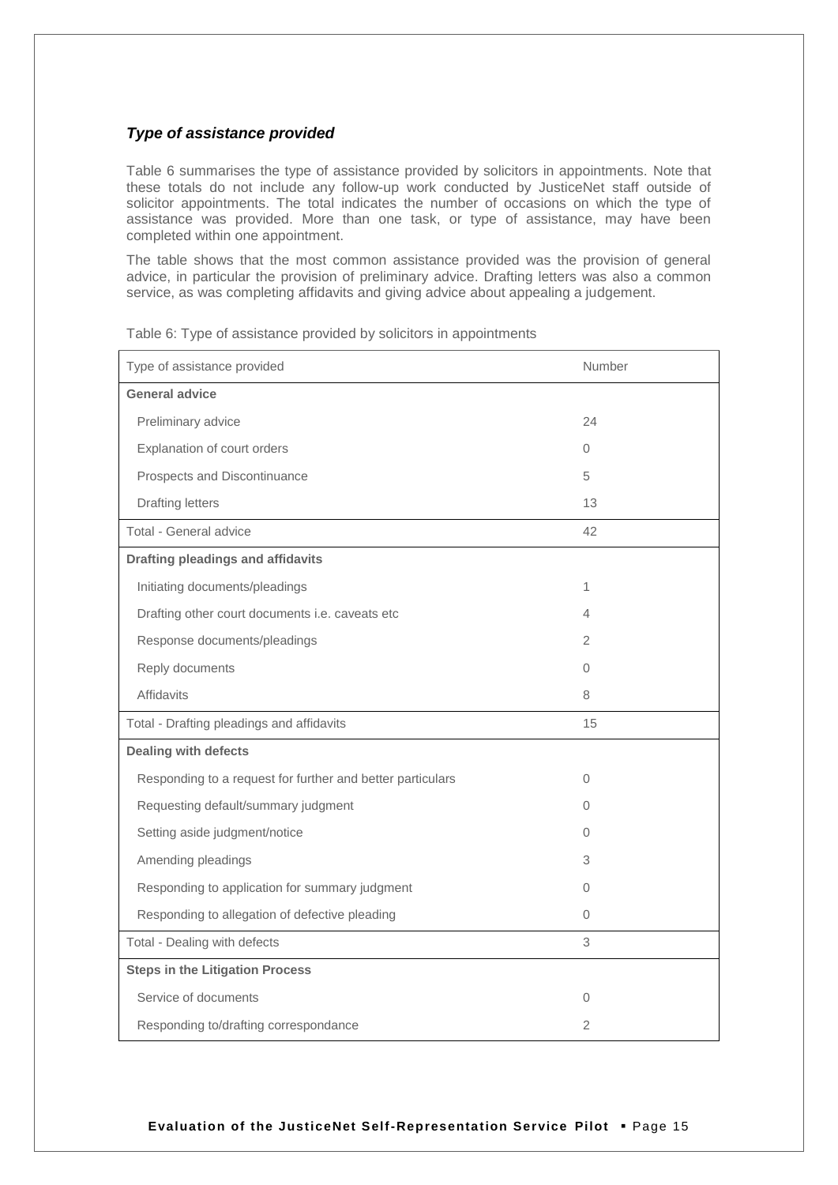### *Type of assistance provided*

Table 6 summarises the type of assistance provided by solicitors in appointments. Note that these totals do not include any follow-up work conducted by JusticeNet staff outside of solicitor appointments. The total indicates the number of occasions on which the type of assistance was provided. More than one task, or type of assistance, may have been completed within one appointment.

The table shows that the most common assistance provided was the provision of general advice, in particular the provision of preliminary advice. Drafting letters was also a common service, as was completing affidavits and giving advice about appealing a judgement.

Table 6: Type of assistance provided by solicitors in appointments

| Type of assistance provided | Number |
|---|---|
| **General advice** | |
| Preliminary advice | 24 |
| Explanation of court orders | 0 |
| Prospects and Discontinuance | 5 |
| Drafting letters | 13 |
| Total - General advice | 42 |
| **Drafting pleadings and affidavits** | |
| Initiating documents/pleadings | 1 |
| Drafting other court documents i.e. caveats etc | 4 |
| Response documents/pleadings | 2 |
| Reply documents | 0 |
| Affidavits | 8 |
| Total - Drafting pleadings and affidavits | 15 |
| **Dealing with defects** | |
| Responding to a request for further and better particulars | 0 |
| Requesting default/summary judgment | 0 |
| Setting aside judgment/notice | 0 |
| Amending pleadings | 3 |
| Responding to application for summary judgment | 0 |
| Responding to allegation of defective pleading | 0 |
| Total - Dealing with defects | 3 |
| **Steps in the Litigation Process** | |
| Service of documents | 0 |
| Responding to/drafting correspondance | 2 |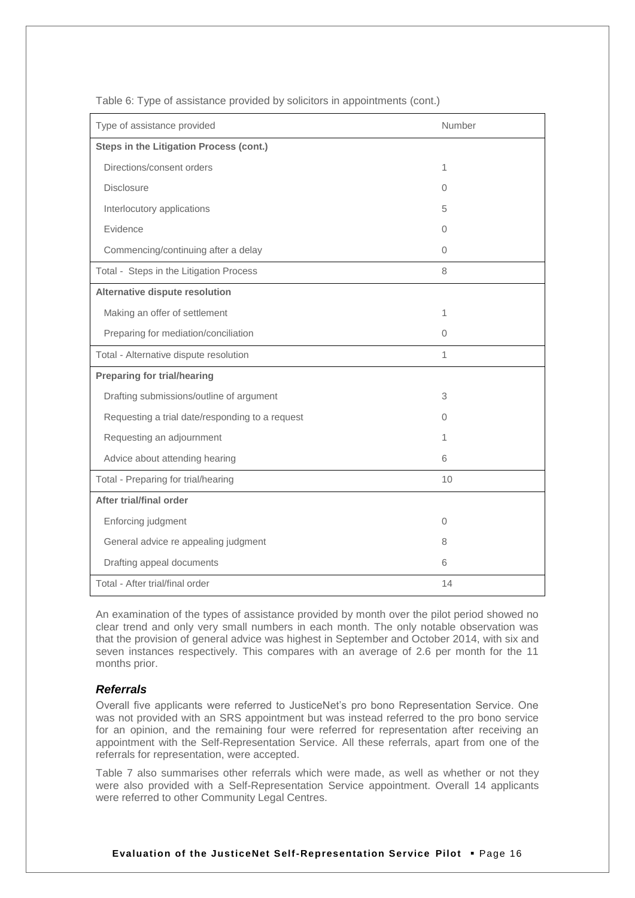Table 6: Type of assistance provided by solicitors in appointments (cont.)

| Type of assistance provided | Number |
|---|---|
| **Steps in the Litigation Process (cont.)** | |
| Directions/consent orders | 1 |
| Disclosure | 0 |
| Interlocutory applications | 5 |
| Evidence | 0 |
| Commencing/continuing after a delay | 0 |
| Total - Steps in the Litigation Process | 8 |
| **Alternative dispute resolution** | |
| Making an offer of settlement | 1 |
| Preparing for mediation/conciliation | 0 |
| Total - Alternative dispute resolution | 1 |
| **Preparing for trial/hearing** | |
| Drafting submissions/outline of argument | 3 |
| Requesting a trial date/responding to a request | 0 |
| Requesting an adjournment | 1 |
| Advice about attending hearing | 6 |
| Total - Preparing for trial/hearing | 10 |
| **After trial/final order** | |
| Enforcing judgment | 0 |
| General advice re appealing judgment | 8 |
| Drafting appeal documents | 6 |
| Total - After trial/final order | 14 |

An examination of the types of assistance provided by month over the pilot period showed no clear trend and only very small numbers in each month. The only notable observation was that the provision of general advice was highest in September and October 2014, with six and seven instances respectively. This compares with an average of 2.6 per month for the 11 months prior.

### *Referrals*

Overall five applicants were referred to JusticeNet's pro bono Representation Service. One was not provided with an SRS appointment but was instead referred to the pro bono service for an opinion, and the remaining four were referred for representation after receiving an appointment with the Self-Representation Service. All these referrals, apart from one of the referrals for representation, were accepted.

Table 7 also summarises other referrals which were made, as well as whether or not they were also provided with a Self-Representation Service appointment. Overall 14 applicants were referred to other Community Legal Centres.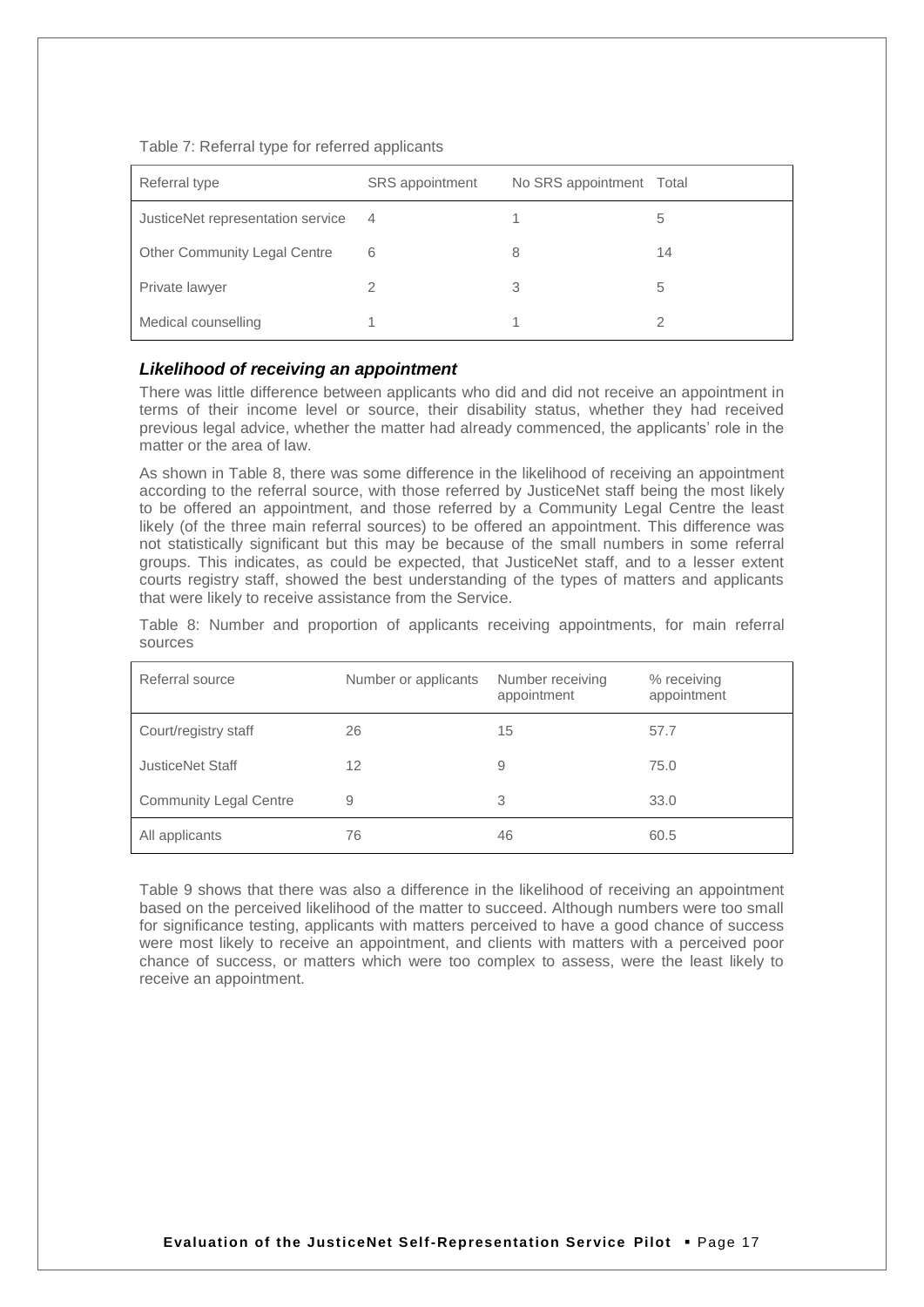Table 7: Referral type for referred applicants

| Referral type | SRS appointment | No SRS appointment | Total |
|---|---|---|---|
| JusticeNet representation service | 4 | 1 | 5 |
| Other Community Legal Centre | 6 | 8 | 14 |
| Private lawyer | 2 | 3 | 5 |
| Medical counselling | 1 | 1 | 2 |

### *Likelihood of receiving an appointment*

There was little difference between applicants who did and did not receive an appointment in terms of their income level or source, their disability status, whether they had received previous legal advice, whether the matter had already commenced, the applicants' role in the matter or the area of law.

As shown in Table 8, there was some difference in the likelihood of receiving an appointment according to the referral source, with those referred by JusticeNet staff being the most likely to be offered an appointment, and those referred by a Community Legal Centre the least likely (of the three main referral sources) to be offered an appointment. This difference was not statistically significant but this may be because of the small numbers in some referral groups. This indicates, as could be expected, that JusticeNet staff, and to a lesser extent courts registry staff, showed the best understanding of the types of matters and applicants that were likely to receive assistance from the Service.

Table 8: Number and proportion of applicants receiving appointments, for main referral sources

| Referral source | Number or applicants | Number receiving appointment | % receiving appointment |
|---|---|---|---|
| Court/registry staff | 26 | 15 | 57.7 |
| JusticeNet Staff | 12 | 9 | 75.0 |
| Community Legal Centre | 9 | 3 | 33.0 |
| All applicants | 76 | 46 | 60.5 |

Table 9 shows that there was also a difference in the likelihood of receiving an appointment based on the perceived likelihood of the matter to succeed. Although numbers were too small for significance testing, applicants with matters perceived to have a good chance of success were most likely to receive an appointment, and clients with matters with a perceived poor chance of success, or matters which were too complex to assess, were the least likely to receive an appointment.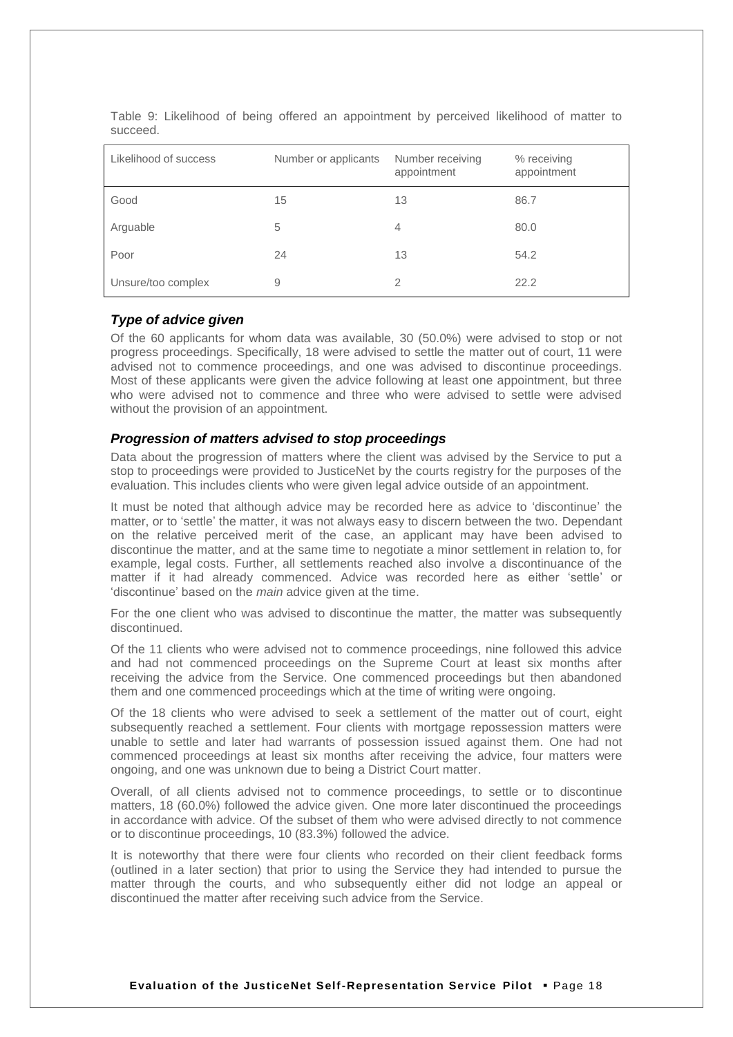Table 9: Likelihood of being offered an appointment by perceived likelihood of matter to succeed.

| Likelihood of success | Number or applicants | Number receiving appointment | % receiving appointment |
|---|---|---|---|
| Good | 15 | 13 | 86.7 |
| Arguable | 5 | 4 | 80.0 |
| Poor | 24 | 13 | 54.2 |
| Unsure/too complex | 9 | 2 | 22.2 |

### *Type of advice given*

Of the 60 applicants for whom data was available, 30 (50.0%) were advised to stop or not progress proceedings. Specifically, 18 were advised to settle the matter out of court, 11 were advised not to commence proceedings, and one was advised to discontinue proceedings. Most of these applicants were given the advice following at least one appointment, but three who were advised not to commence and three who were advised to settle were advised without the provision of an appointment.

### *Progression of matters advised to stop proceedings*

Data about the progression of matters where the client was advised by the Service to put a stop to proceedings were provided to JusticeNet by the courts registry for the purposes of the evaluation. This includes clients who were given legal advice outside of an appointment.

It must be noted that although advice may be recorded here as advice to 'discontinue' the matter, or to 'settle' the matter, it was not always easy to discern between the two. Dependant on the relative perceived merit of the case, an applicant may have been advised to discontinue the matter, and at the same time to negotiate a minor settlement in relation to, for example, legal costs. Further, all settlements reached also involve a discontinuance of the matter if it had already commenced. Advice was recorded here as either 'settle' or 'discontinue' based on the *main* advice given at the time.

For the one client who was advised to discontinue the matter, the matter was subsequently discontinued.

Of the 11 clients who were advised not to commence proceedings, nine followed this advice and had not commenced proceedings on the Supreme Court at least six months after receiving the advice from the Service. One commenced proceedings but then abandoned them and one commenced proceedings which at the time of writing were ongoing.

Of the 18 clients who were advised to seek a settlement of the matter out of court, eight subsequently reached a settlement. Four clients with mortgage repossession matters were unable to settle and later had warrants of possession issued against them. One had not commenced proceedings at least six months after receiving the advice, four matters were ongoing, and one was unknown due to being a District Court matter.

Overall, of all clients advised not to commence proceedings, to settle or to discontinue matters, 18 (60.0%) followed the advice given. One more later discontinued the proceedings in accordance with advice. Of the subset of them who were advised directly to not commence or to discontinue proceedings, 10 (83.3%) followed the advice.

It is noteworthy that there were four clients who recorded on their client feedback forms (outlined in a later section) that prior to using the Service they had intended to pursue the matter through the courts, and who subsequently either did not lodge an appeal or discontinued the matter after receiving such advice from the Service.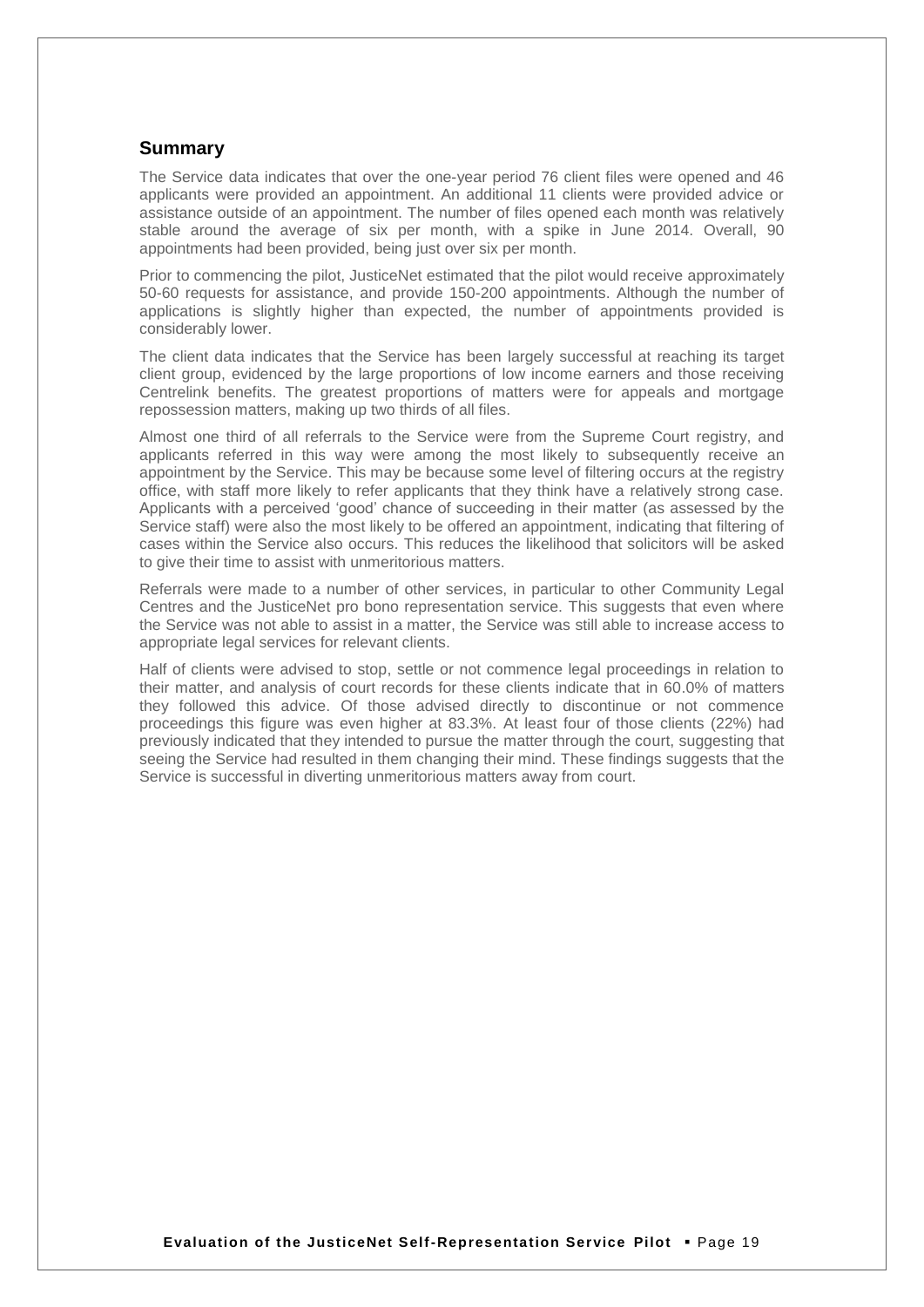## Summary

The Service data indicates that over the one-year period 76 client files were opened and 46 applicants were provided an appointment. An additional 11 clients were provided advice or assistance outside of an appointment. The number of files opened each month was relatively stable around the average of six per month, with a spike in June 2014. Overall, 90 appointments had been provided, being just over six per month.

Prior to commencing the pilot, JusticeNet estimated that the pilot would receive approximately 50-60 requests for assistance, and provide 150-200 appointments. Although the number of applications is slightly higher than expected, the number of appointments provided is considerably lower.

The client data indicates that the Service has been largely successful at reaching its target client group, evidenced by the large proportions of low income earners and those receiving Centrelink benefits. The greatest proportions of matters were for appeals and mortgage repossession matters, making up two thirds of all files.

Almost one third of all referrals to the Service were from the Supreme Court registry, and applicants referred in this way were among the most likely to subsequently receive an appointment by the Service. This may be because some level of filtering occurs at the registry office, with staff more likely to refer applicants that they think have a relatively strong case. Applicants with a perceived 'good' chance of succeeding in their matter (as assessed by the Service staff) were also the most likely to be offered an appointment, indicating that filtering of cases within the Service also occurs. This reduces the likelihood that solicitors will be asked to give their time to assist with unmeritorious matters.

Referrals were made to a number of other services, in particular to other Community Legal Centres and the JusticeNet pro bono representation service. This suggests that even where the Service was not able to assist in a matter, the Service was still able to increase access to appropriate legal services for relevant clients.

Half of clients were advised to stop, settle or not commence legal proceedings in relation to their matter, and analysis of court records for these clients indicate that in 60.0% of matters they followed this advice. Of those advised directly to discontinue or not commence proceedings this figure was even higher at 83.3%. At least four of those clients (22%) had previously indicated that they intended to pursue the matter through the court, suggesting that seeing the Service had resulted in them changing their mind. These findings suggests that the Service is successful in diverting unmeritorious matters away from court.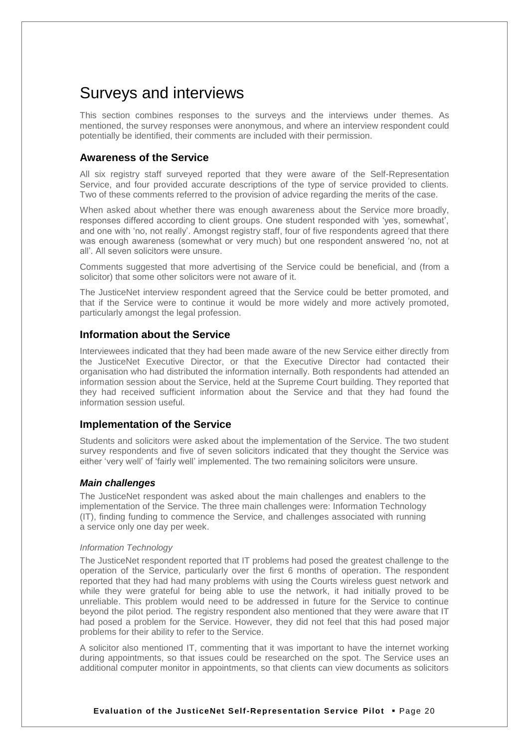# Surveys and interviews

This section combines responses to the surveys and the interviews under themes. As mentioned, the survey responses were anonymous, and where an interview respondent could potentially be identified, their comments are included with their permission.

## Awareness of the Service

All six registry staff surveyed reported that they were aware of the Self-Representation Service, and four provided accurate descriptions of the type of service provided to clients. Two of these comments referred to the provision of advice regarding the merits of the case.

When asked about whether there was enough awareness about the Service more broadly, responses differed according to client groups. One student responded with 'yes, somewhat', and one with 'no, not really'. Amongst registry staff, four of five respondents agreed that there was enough awareness (somewhat or very much) but one respondent answered 'no, not at all'. All seven solicitors were unsure.

Comments suggested that more advertising of the Service could be beneficial, and (from a solicitor) that some other solicitors were not aware of it.

The JusticeNet interview respondent agreed that the Service could be better promoted, and that if the Service were to continue it would be more widely and more actively promoted, particularly amongst the legal profession.

## Information about the Service

Interviewees indicated that they had been made aware of the new Service either directly from the JusticeNet Executive Director, or that the Executive Director had contacted their organisation who had distributed the information internally. Both respondents had attended an information session about the Service, held at the Supreme Court building. They reported that they had received sufficient information about the Service and that they had found the information session useful.

## Implementation of the Service

Students and solicitors were asked about the implementation of the Service. The two student survey respondents and five of seven solicitors indicated that they thought the Service was either 'very well' of 'fairly well' implemented. The two remaining solicitors were unsure.

### *Main challenges*

The JusticeNet respondent was asked about the main challenges and enablers to the implementation of the Service. The three main challenges were: Information Technology (IT), finding funding to commence the Service, and challenges associated with running a service only one day per week.

*Information Technology*

The JusticeNet respondent reported that IT problems had posed the greatest challenge to the operation of the Service, particularly over the first 6 months of operation. The respondent reported that they had had many problems with using the Courts wireless guest network and while they were grateful for being able to use the network, it had initially proved to be unreliable. This problem would need to be addressed in future for the Service to continue beyond the pilot period. The registry respondent also mentioned that they were aware that IT had posed a problem for the Service. However, they did not feel that this had posed major problems for their ability to refer to the Service.

A solicitor also mentioned IT, commenting that it was important to have the internet working during appointments, so that issues could be researched on the spot. The Service uses an additional computer monitor in appointments, so that clients can view documents as solicitors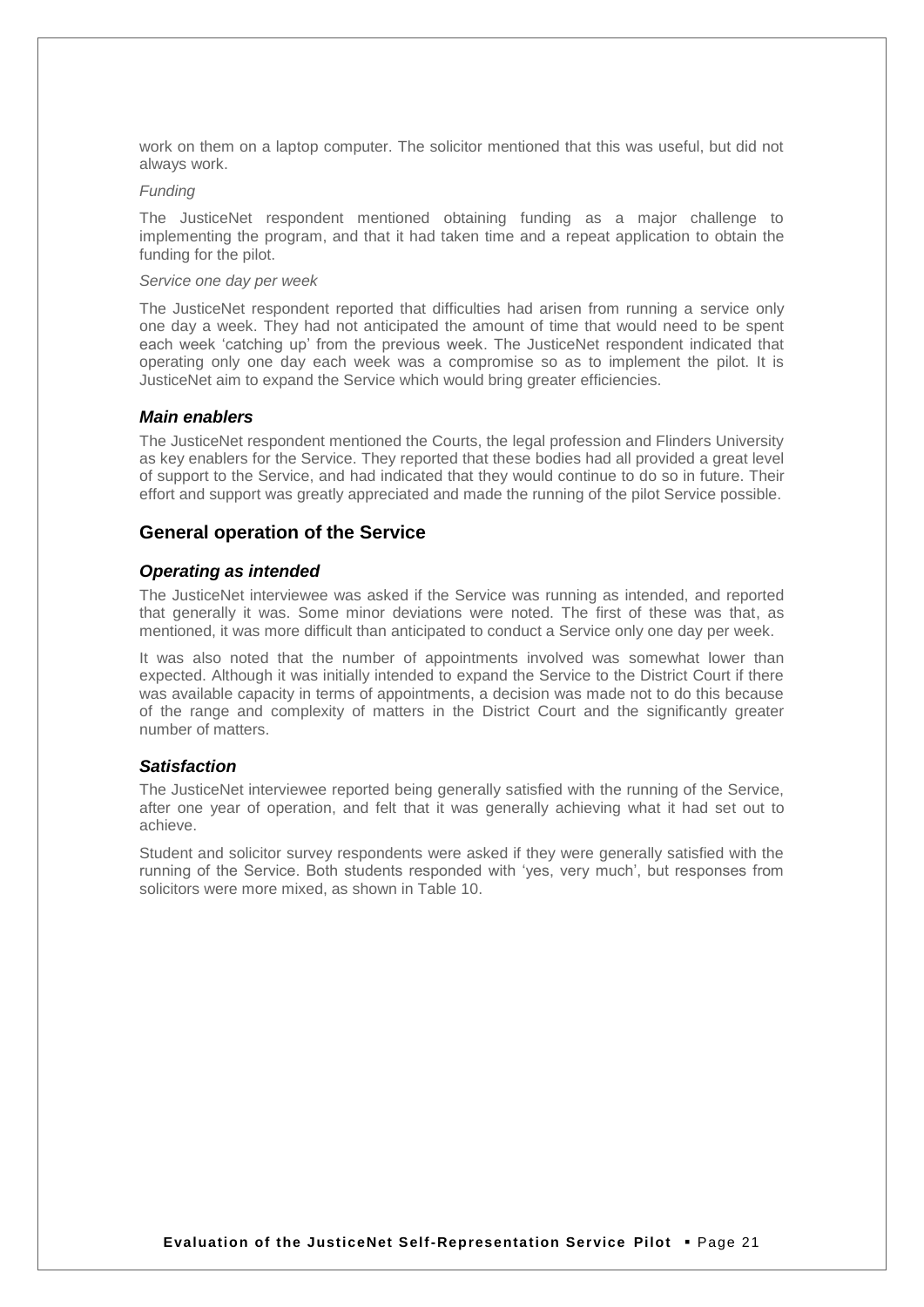work on them on a laptop computer. The solicitor mentioned that this was useful, but did not always work.

*Funding*

The JusticeNet respondent mentioned obtaining funding as a major challenge to implementing the program, and that it had taken time and a repeat application to obtain the funding for the pilot.

*Service one day per week*

The JusticeNet respondent reported that difficulties had arisen from running a service only one day a week. They had not anticipated the amount of time that would need to be spent each week 'catching up' from the previous week. The JusticeNet respondent indicated that operating only one day each week was a compromise so as to implement the pilot. It is JusticeNet aim to expand the Service which would bring greater efficiencies.

### *Main enablers*

The JusticeNet respondent mentioned the Courts, the legal profession and Flinders University as key enablers for the Service. They reported that these bodies had all provided a great level of support to the Service, and had indicated that they would continue to do so in future. Their effort and support was greatly appreciated and made the running of the pilot Service possible.

## General operation of the Service

### *Operating as intended*

The JusticeNet interviewee was asked if the Service was running as intended, and reported that generally it was. Some minor deviations were noted. The first of these was that, as mentioned, it was more difficult than anticipated to conduct a Service only one day per week.

It was also noted that the number of appointments involved was somewhat lower than expected. Although it was initially intended to expand the Service to the District Court if there was available capacity in terms of appointments, a decision was made not to do this because of the range and complexity of matters in the District Court and the significantly greater number of matters.

### *Satisfaction*

The JusticeNet interviewee reported being generally satisfied with the running of the Service, after one year of operation, and felt that it was generally achieving what it had set out to achieve.

Student and solicitor survey respondents were asked if they were generally satisfied with the running of the Service. Both students responded with 'yes, very much', but responses from solicitors were more mixed, as shown in Table 10.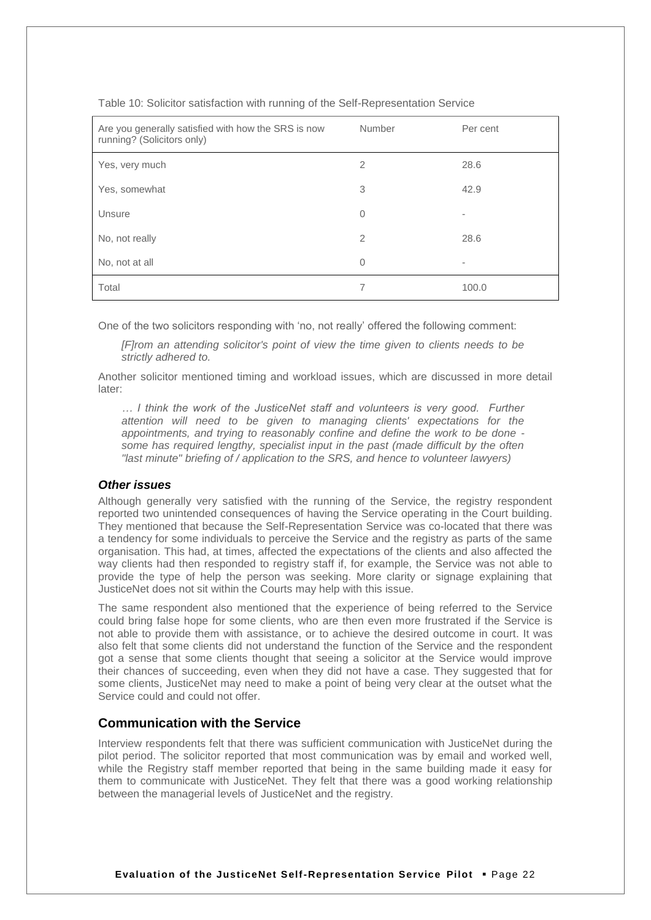Table 10: Solicitor satisfaction with running of the Self-Representation Service

| Are you generally satisfied with how the SRS is now running? (Solicitors only) | Number | Per cent |
|---|---|---|
| Yes, very much | 2 | 28.6 |
| Yes, somewhat | 3 | 42.9 |
| Unsure | 0 | - |
| No, not really | 2 | 28.6 |
| No, not at all | 0 | - |
| Total | 7 | 100.0 |

One of the two solicitors responding with 'no, not really' offered the following comment:

> *[F]rom an attending solicitor's point of view the time given to clients needs to be strictly adhered to.*

Another solicitor mentioned timing and workload issues, which are discussed in more detail later:

> *… I think the work of the JusticeNet staff and volunteers is very good. Further attention will need to be given to managing clients' expectations for the appointments, and trying to reasonably confine and define the work to be done - some has required lengthy, specialist input in the past (made difficult by the often "last minute" briefing of / application to the SRS, and hence to volunteer lawyers)*

### *Other issues*

Although generally very satisfied with the running of the Service, the registry respondent reported two unintended consequences of having the Service operating in the Court building. They mentioned that because the Self-Representation Service was co-located that there was a tendency for some individuals to perceive the Service and the registry as parts of the same organisation. This had, at times, affected the expectations of the clients and also affected the way clients had then responded to registry staff if, for example, the Service was not able to provide the type of help the person was seeking. More clarity or signage explaining that JusticeNet does not sit within the Courts may help with this issue.

The same respondent also mentioned that the experience of being referred to the Service could bring false hope for some clients, who are then even more frustrated if the Service is not able to provide them with assistance, or to achieve the desired outcome in court. It was also felt that some clients did not understand the function of the Service and the respondent got a sense that some clients thought that seeing a solicitor at the Service would improve their chances of succeeding, even when they did not have a case. They suggested that for some clients, JusticeNet may need to make a point of being very clear at the outset what the Service could and could not offer.

## Communication with the Service

Interview respondents felt that there was sufficient communication with JusticeNet during the pilot period. The solicitor reported that most communication was by email and worked well, while the Registry staff member reported that being in the same building made it easy for them to communicate with JusticeNet. They felt that there was a good working relationship between the managerial levels of JusticeNet and the registry.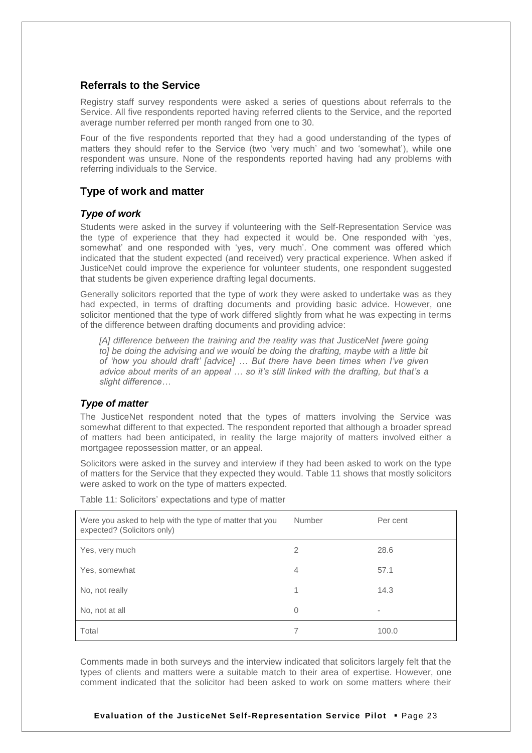## Referrals to the Service

Registry staff survey respondents were asked a series of questions about referrals to the Service. All five respondents reported having referred clients to the Service, and the reported average number referred per month ranged from one to 30.

Four of the five respondents reported that they had a good understanding of the types of matters they should refer to the Service (two 'very much' and two 'somewhat'), while one respondent was unsure. None of the respondents reported having had any problems with referring individuals to the Service.

## Type of work and matter

### *Type of work*

Students were asked in the survey if volunteering with the Self-Representation Service was the type of experience that they had expected it would be. One responded with 'yes, somewhat' and one responded with 'yes, very much'. One comment was offered which indicated that the student expected (and received) very practical experience. When asked if JusticeNet could improve the experience for volunteer students, one respondent suggested that students be given experience drafting legal documents.

Generally solicitors reported that the type of work they were asked to undertake was as they had expected, in terms of drafting documents and providing basic advice. However, one solicitor mentioned that the type of work differed slightly from what he was expecting in terms of the difference between drafting documents and providing advice:

> *[A] difference between the training and the reality was that JusticeNet [were going to] be doing the advising and we would be doing the drafting, maybe with a little bit of 'how you should draft' [advice] … But there have been times when I've given advice about merits of an appeal … so it's still linked with the drafting, but that's a slight difference…*

### *Type of matter*

The JusticeNet respondent noted that the types of matters involving the Service was somewhat different to that expected. The respondent reported that although a broader spread of matters had been anticipated, in reality the large majority of matters involved either a mortgagee repossession matter, or an appeal.

Solicitors were asked in the survey and interview if they had been asked to work on the type of matters for the Service that they expected they would. Table 11 shows that mostly solicitors were asked to work on the type of matters expected.

Table 11: Solicitors' expectations and type of matter

| Were you asked to help with the type of matter that you expected? (Solicitors only) | Number | Per cent |
|---|---|---|
| Yes, very much | 2 | 28.6 |
| Yes, somewhat | 4 | 57.1 |
| No, not really | 1 | 14.3 |
| No, not at all | 0 | - |
| Total | 7 | 100.0 |

Comments made in both surveys and the interview indicated that solicitors largely felt that the types of clients and matters were a suitable match to their area of expertise. However, one comment indicated that the solicitor had been asked to work on some matters where their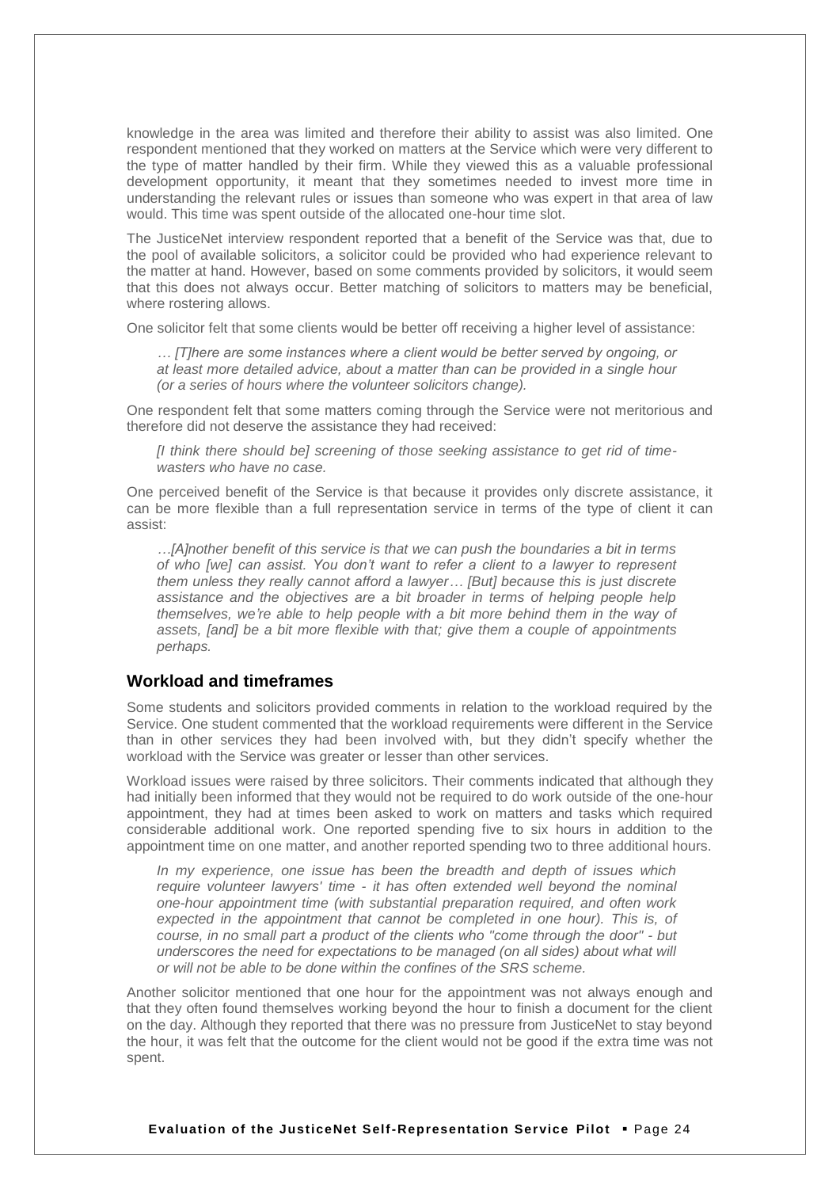knowledge in the area was limited and therefore their ability to assist was also limited. One respondent mentioned that they worked on matters at the Service which were very different to the type of matter handled by their firm. While they viewed this as a valuable professional development opportunity, it meant that they sometimes needed to invest more time in understanding the relevant rules or issues than someone who was expert in that area of law would. This time was spent outside of the allocated one-hour time slot.

The JusticeNet interview respondent reported that a benefit of the Service was that, due to the pool of available solicitors, a solicitor could be provided who had experience relevant to the matter at hand. However, based on some comments provided by solicitors, it would seem that this does not always occur. Better matching of solicitors to matters may be beneficial, where rostering allows.

One solicitor felt that some clients would be better off receiving a higher level of assistance:

> *… [T]here are some instances where a client would be better served by ongoing, or at least more detailed advice, about a matter than can be provided in a single hour (or a series of hours where the volunteer solicitors change).*

One respondent felt that some matters coming through the Service were not meritorious and therefore did not deserve the assistance they had received:

> *[I think there should be] screening of those seeking assistance to get rid of time-wasters who have no case.*

One perceived benefit of the Service is that because it provides only discrete assistance, it can be more flexible than a full representation service in terms of the type of client it can assist:

> *…[A]nother benefit of this service is that we can push the boundaries a bit in terms of who [we] can assist. You don't want to refer a client to a lawyer to represent them unless they really cannot afford a lawyer… [But] because this is just discrete assistance and the objectives are a bit broader in terms of helping people help themselves, we're able to help people with a bit more behind them in the way of assets, [and] be a bit more flexible with that; give them a couple of appointments perhaps.*

## Workload and timeframes

Some students and solicitors provided comments in relation to the workload required by the Service. One student commented that the workload requirements were different in the Service than in other services they had been involved with, but they didn't specify whether the workload with the Service was greater or lesser than other services.

Workload issues were raised by three solicitors. Their comments indicated that although they had initially been informed that they would not be required to do work outside of the one-hour appointment, they had at times been asked to work on matters and tasks which required considerable additional work. One reported spending five to six hours in addition to the appointment time on one matter, and another reported spending two to three additional hours.

> *In my experience, one issue has been the breadth and depth of issues which require volunteer lawyers' time - it has often extended well beyond the nominal one-hour appointment time (with substantial preparation required, and often work expected in the appointment that cannot be completed in one hour). This is, of course, in no small part a product of the clients who "come through the door" - but underscores the need for expectations to be managed (on all sides) about what will or will not be able to be done within the confines of the SRS scheme.*

Another solicitor mentioned that one hour for the appointment was not always enough and that they often found themselves working beyond the hour to finish a document for the client on the day. Although they reported that there was no pressure from JusticeNet to stay beyond the hour, it was felt that the outcome for the client would not be good if the extra time was not spent.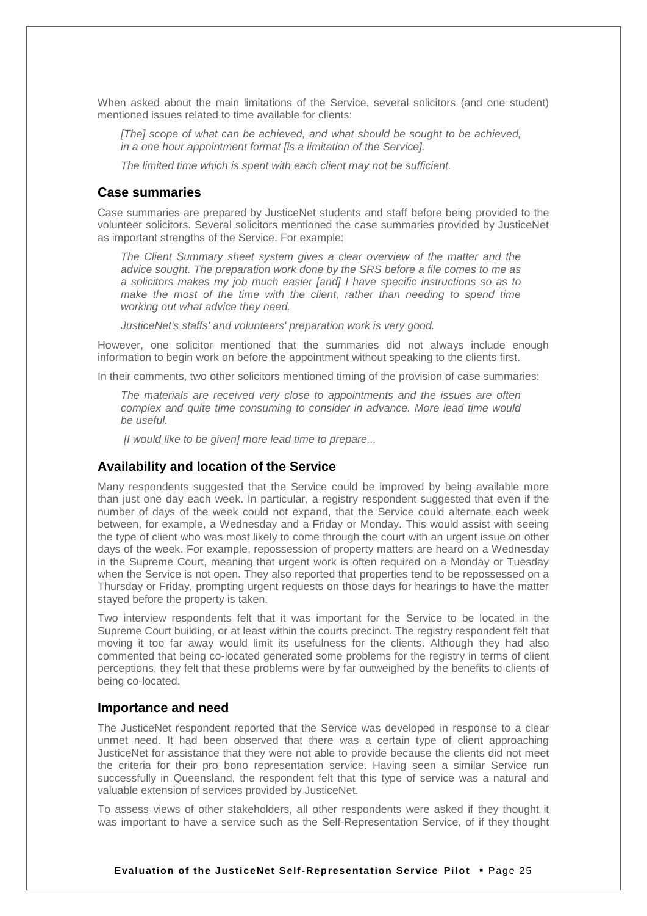When asked about the main limitations of the Service, several solicitors (and one student) mentioned issues related to time available for clients:

> *[The] scope of what can be achieved, and what should be sought to be achieved, in a one hour appointment format [is a limitation of the Service].*
>
> *The limited time which is spent with each client may not be sufficient.*

## Case summaries

Case summaries are prepared by JusticeNet students and staff before being provided to the volunteer solicitors. Several solicitors mentioned the case summaries provided by JusticeNet as important strengths of the Service. For example:

> *The Client Summary sheet system gives a clear overview of the matter and the advice sought. The preparation work done by the SRS before a file comes to me as a solicitors makes my job much easier [and] I have specific instructions so as to make the most of the time with the client, rather than needing to spend time working out what advice they need.*
>
> *JusticeNet's staffs' and volunteers' preparation work is very good.*

However, one solicitor mentioned that the summaries did not always include enough information to begin work on before the appointment without speaking to the clients first.

In their comments, two other solicitors mentioned timing of the provision of case summaries:

> *The materials are received very close to appointments and the issues are often complex and quite time consuming to consider in advance. More lead time would be useful.*
>
> *[I would like to be given] more lead time to prepare...*

## Availability and location of the Service

Many respondents suggested that the Service could be improved by being available more than just one day each week. In particular, a registry respondent suggested that even if the number of days of the week could not expand, that the Service could alternate each week between, for example, a Wednesday and a Friday or Monday. This would assist with seeing the type of client who was most likely to come through the court with an urgent issue on other days of the week. For example, repossession of property matters are heard on a Wednesday in the Supreme Court, meaning that urgent work is often required on a Monday or Tuesday when the Service is not open. They also reported that properties tend to be repossessed on a Thursday or Friday, prompting urgent requests on those days for hearings to have the matter stayed before the property is taken.

Two interview respondents felt that it was important for the Service to be located in the Supreme Court building, or at least within the courts precinct. The registry respondent felt that moving it too far away would limit its usefulness for the clients. Although they had also commented that being co-located generated some problems for the registry in terms of client perceptions, they felt that these problems were by far outweighed by the benefits to clients of being co-located.

## Importance and need

The JusticeNet respondent reported that the Service was developed in response to a clear unmet need. It had been observed that there was a certain type of client approaching JusticeNet for assistance that they were not able to provide because the clients did not meet the criteria for their pro bono representation service. Having seen a similar Service run successfully in Queensland, the respondent felt that this type of service was a natural and valuable extension of services provided by JusticeNet.

To assess views of other stakeholders, all other respondents were asked if they thought it was important to have a service such as the Self-Representation Service, of if they thought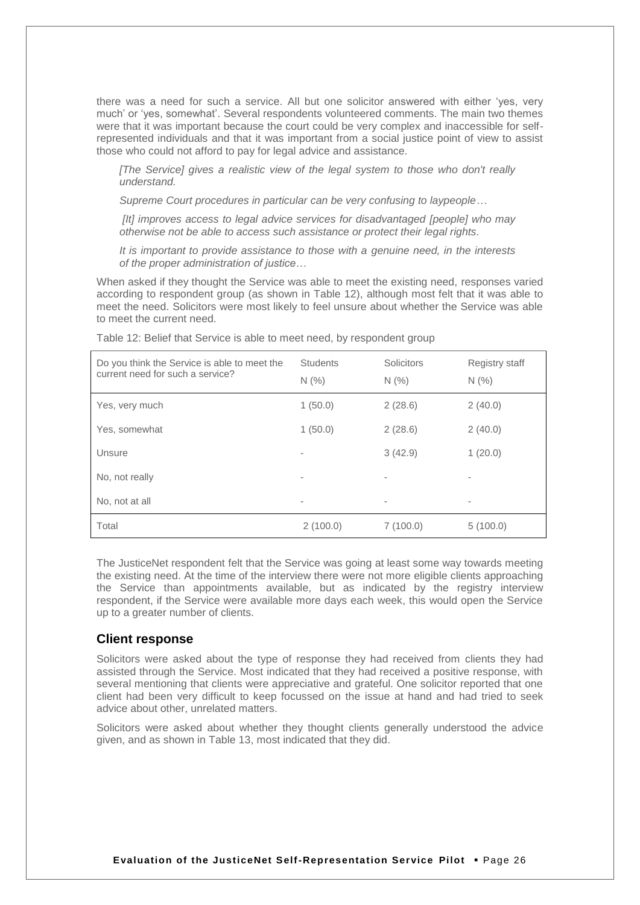there was a need for such a service. All but one solicitor answered with either 'yes, very much' or 'yes, somewhat'. Several respondents volunteered comments. The main two themes were that it was important because the court could be very complex and inaccessible for self-represented individuals and that it was important from a social justice point of view to assist those who could not afford to pay for legal advice and assistance.

> *[The Service] gives a realistic view of the legal system to those who don't really understand.*
>
> *Supreme Court procedures in particular can be very confusing to laypeople…*
>
> *[It] improves access to legal advice services for disadvantaged [people] who may otherwise not be able to access such assistance or protect their legal rights.*
>
> *It is important to provide assistance to those with a genuine need, in the interests of the proper administration of justice…*

When asked if they thought the Service was able to meet the existing need, responses varied according to respondent group (as shown in Table 12), although most felt that it was able to meet the need. Solicitors were most likely to feel unsure about whether the Service was able to meet the current need.

Table 12: Belief that Service is able to meet need, by respondent group

| Do you think the Service is able to meet the current need for such a service? | Students N (%) | Solicitors N (%) | Registry staff N (%) |
|---|---|---|---|
| Yes, very much | 1 (50.0) | 2 (28.6) | 2 (40.0) |
| Yes, somewhat | 1 (50.0) | 2 (28.6) | 2 (40.0) |
| Unsure | - | 3 (42.9) | 1 (20.0) |
| No, not really | - | - | - |
| No, not at all | - | - | - |
| Total | 2 (100.0) | 7 (100.0) | 5 (100.0) |

The JusticeNet respondent felt that the Service was going at least some way towards meeting the existing need. At the time of the interview there were not more eligible clients approaching the Service than appointments available, but as indicated by the registry interview respondent, if the Service were available more days each week, this would open the Service up to a greater number of clients.

## Client response

Solicitors were asked about the type of response they had received from clients they had assisted through the Service. Most indicated that they had received a positive response, with several mentioning that clients were appreciative and grateful. One solicitor reported that one client had been very difficult to keep focussed on the issue at hand and had tried to seek advice about other, unrelated matters.

Solicitors were asked about whether they thought clients generally understood the advice given, and as shown in Table 13, most indicated that they did.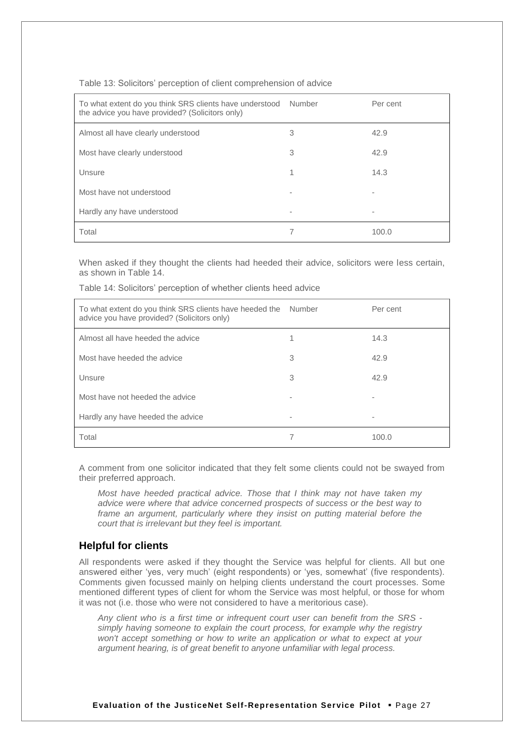Table 13: Solicitors' perception of client comprehension of advice

| To what extent do you think SRS clients have understood the advice you have provided? (Solicitors only) | Number | Per cent |
|---|---|---|
| Almost all have clearly understood | 3 | 42.9 |
| Most have clearly understood | 3 | 42.9 |
| Unsure | 1 | 14.3 |
| Most have not understood | - | - |
| Hardly any have understood | - | - |
| Total | 7 | 100.0 |

When asked if they thought the clients had heeded their advice, solicitors were less certain, as shown in Table 14.

Table 14: Solicitors' perception of whether clients heed advice

| To what extent do you think SRS clients have heeded the advice you have provided? (Solicitors only) | Number | Per cent |
|---|---|---|
| Almost all have heeded the advice | 1 | 14.3 |
| Most have heeded the advice | 3 | 42.9 |
| Unsure | 3 | 42.9 |
| Most have not heeded the advice | - | - |
| Hardly any have heeded the advice | - | - |
| Total | 7 | 100.0 |

A comment from one solicitor indicated that they felt some clients could not be swayed from their preferred approach.

> *Most have heeded practical advice. Those that I think may not have taken my advice were where that advice concerned prospects of success or the best way to frame an argument, particularly where they insist on putting material before the court that is irrelevant but they feel is important.*

## Helpful for clients

All respondents were asked if they thought the Service was helpful for clients. All but one answered either 'yes, very much' (eight respondents) or 'yes, somewhat' (five respondents). Comments given focussed mainly on helping clients understand the court processes. Some mentioned different types of client for whom the Service was most helpful, or those for whom it was not (i.e. those who were not considered to have a meritorious case).

> *Any client who is a first time or infrequent court user can benefit from the SRS - simply having someone to explain the court process, for example why the registry won't accept something or how to write an application or what to expect at your argument hearing, is of great benefit to anyone unfamiliar with legal process.*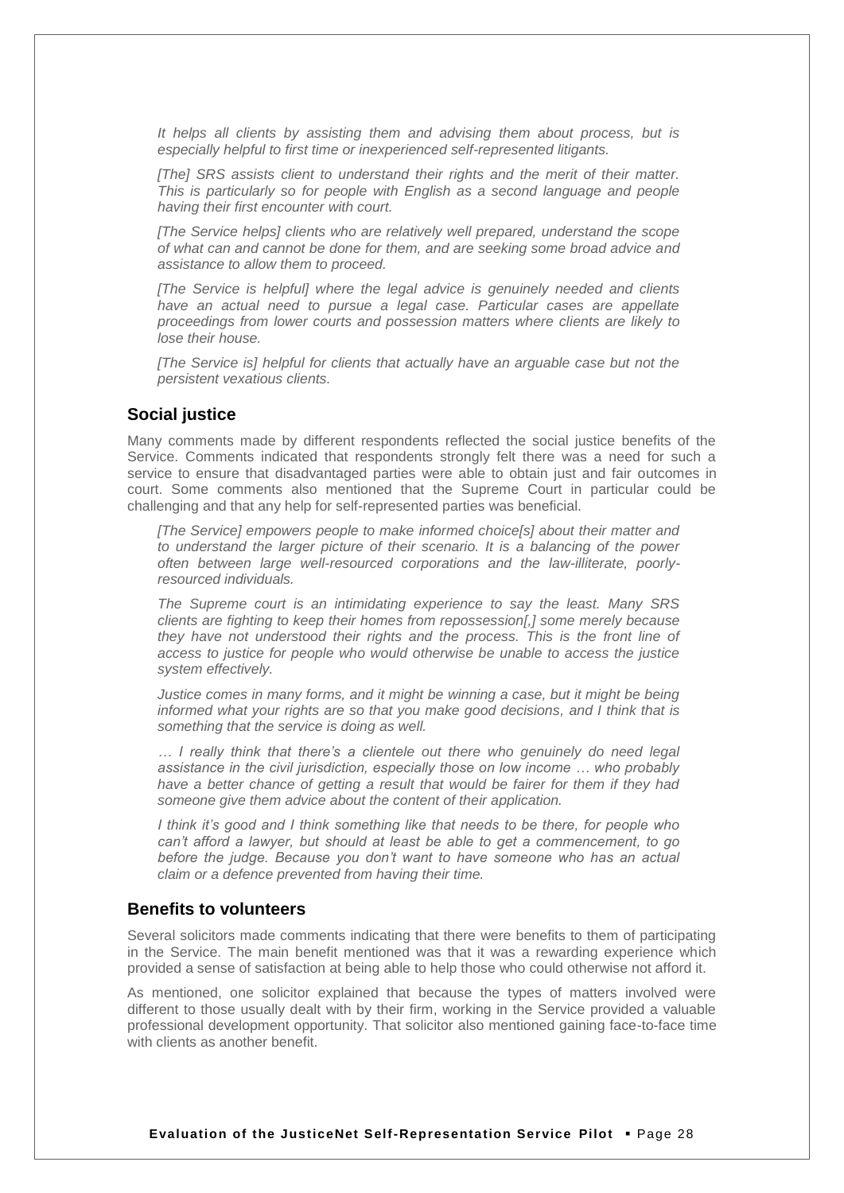*It helps all clients by assisting them and advising them about process, but is especially helpful to first time or inexperienced self-represented litigants.*

*[The] SRS assists client to understand their rights and the merit of their matter. This is particularly so for people with English as a second language and people having their first encounter with court.*

*[The Service helps] clients who are relatively well prepared, understand the scope of what can and cannot be done for them, and are seeking some broad advice and assistance to allow them to proceed.*

*[The Service is helpful] where the legal advice is genuinely needed and clients have an actual need to pursue a legal case. Particular cases are appellate proceedings from lower courts and possession matters where clients are likely to lose their house.*

*[The Service is] helpful for clients that actually have an arguable case but not the persistent vexatious clients.*

## Social justice

Many comments made by different respondents reflected the social justice benefits of the Service. Comments indicated that respondents strongly felt there was a need for such a service to ensure that disadvantaged parties were able to obtain just and fair outcomes in court. Some comments also mentioned that the Supreme Court in particular could be challenging and that any help for self-represented parties was beneficial.

*[The Service] empowers people to make informed choice[s] about their matter and to understand the larger picture of their scenario. It is a balancing of the power often between large well-resourced corporations and the law-illiterate, poorly-resourced individuals.*

*The Supreme court is an intimidating experience to say the least. Many SRS clients are fighting to keep their homes from repossession[,] some merely because they have not understood their rights and the process. This is the front line of access to justice for people who would otherwise be unable to access the justice system effectively.*

*Justice comes in many forms, and it might be winning a case, but it might be being informed what your rights are so that you make good decisions, and I think that is something that the service is doing as well.*

*… I really think that there's a clientele out there who genuinely do need legal assistance in the civil jurisdiction, especially those on low income … who probably have a better chance of getting a result that would be fairer for them if they had someone give them advice about the content of their application.*

*I think it's good and I think something like that needs to be there, for people who can't afford a lawyer, but should at least be able to get a commencement, to go before the judge. Because you don't want to have someone who has an actual claim or a defence prevented from having their time.*

## Benefits to volunteers

Several solicitors made comments indicating that there were benefits to them of participating in the Service. The main benefit mentioned was that it was a rewarding experience which provided a sense of satisfaction at being able to help those who could otherwise not afford it.

As mentioned, one solicitor explained that because the types of matters involved were different to those usually dealt with by their firm, working in the Service provided a valuable professional development opportunity. That solicitor also mentioned gaining face-to-face time with clients as another benefit.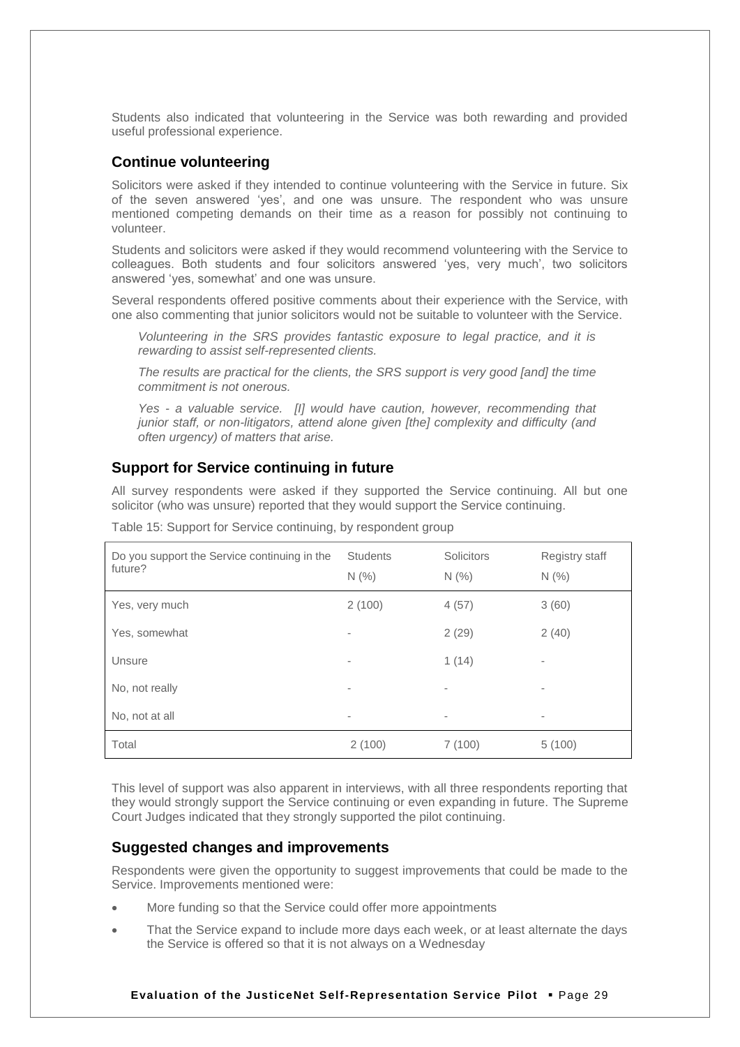Students also indicated that volunteering in the Service was both rewarding and provided useful professional experience.

## Continue volunteering

Solicitors were asked if they intended to continue volunteering with the Service in future. Six of the seven answered 'yes', and one was unsure. The respondent who was unsure mentioned competing demands on their time as a reason for possibly not continuing to volunteer.

Students and solicitors were asked if they would recommend volunteering with the Service to colleagues. Both students and four solicitors answered 'yes, very much', two solicitors answered 'yes, somewhat' and one was unsure.

Several respondents offered positive comments about their experience with the Service, with one also commenting that junior solicitors would not be suitable to volunteer with the Service.

> *Volunteering in the SRS provides fantastic exposure to legal practice, and it is rewarding to assist self-represented clients.*
>
> *The results are practical for the clients, the SRS support is very good [and] the time commitment is not onerous.*
>
> *Yes - a valuable service. [I] would have caution, however, recommending that junior staff, or non-litigators, attend alone given [the] complexity and difficulty (and often urgency) of matters that arise.*

## Support for Service continuing in future

All survey respondents were asked if they supported the Service continuing. All but one solicitor (who was unsure) reported that they would support the Service continuing.

Table 15: Support for Service continuing, by respondent group

| Do you support the Service continuing in the future? | Students N (%) | Solicitors N (%) | Registry staff N (%) |
|---|---|---|---|
| Yes, very much | 2 (100) | 4 (57) | 3 (60) |
| Yes, somewhat | - | 2 (29) | 2 (40) |
| Unsure | - | 1 (14) | - |
| No, not really | - | - | - |
| No, not at all | - | - | - |
| Total | 2 (100) | 7 (100) | 5 (100) |

This level of support was also apparent in interviews, with all three respondents reporting that they would strongly support the Service continuing or even expanding in future. The Supreme Court Judges indicated that they strongly supported the pilot continuing.

## Suggested changes and improvements

Respondents were given the opportunity to suggest improvements that could be made to the Service. Improvements mentioned were:

- More funding so that the Service could offer more appointments
- That the Service expand to include more days each week, or at least alternate the days the Service is offered so that it is not always on a Wednesday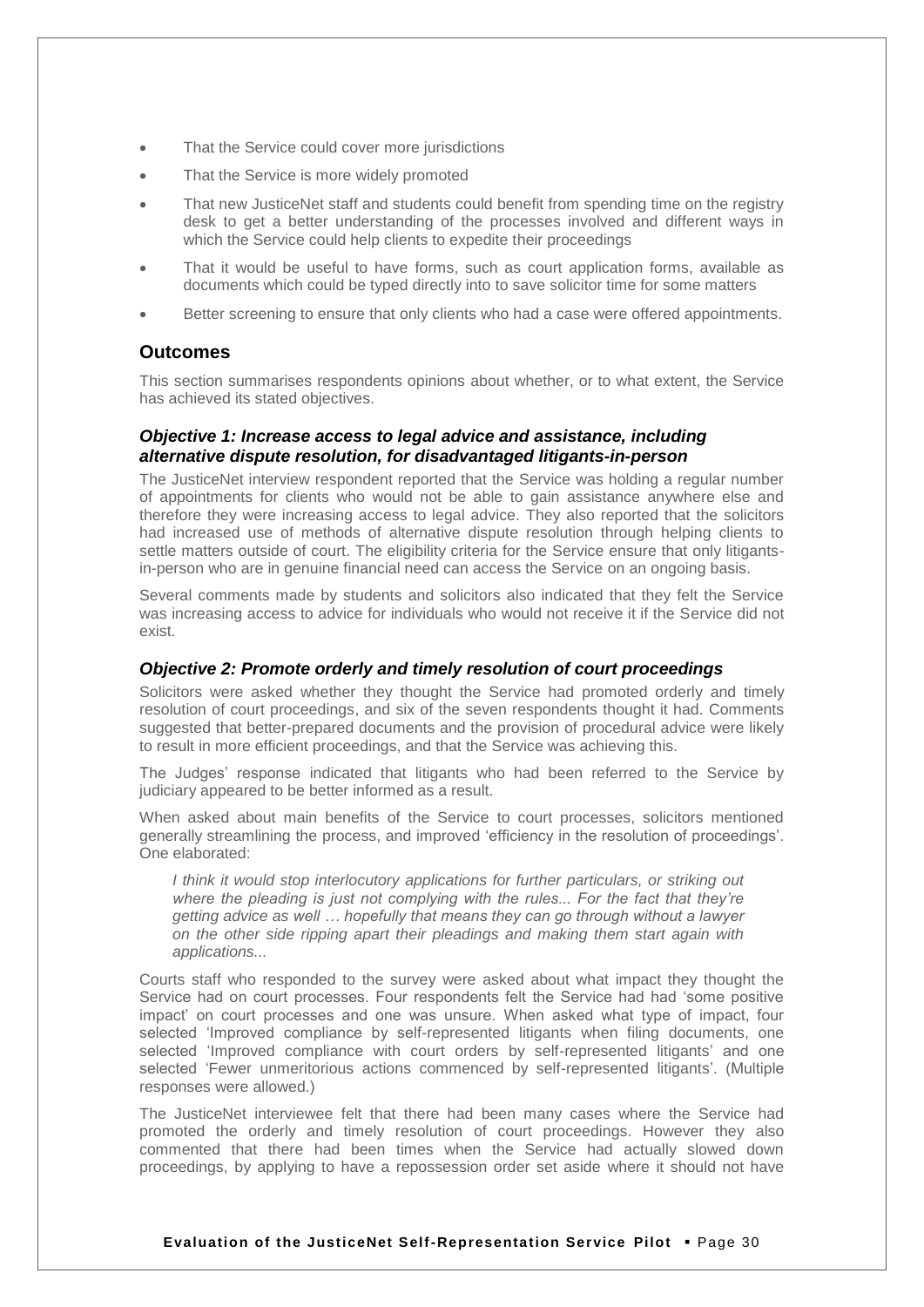- That the Service could cover more jurisdictions
- That the Service is more widely promoted
- That new JusticeNet staff and students could benefit from spending time on the registry desk to get a better understanding of the processes involved and different ways in which the Service could help clients to expedite their proceedings
- That it would be useful to have forms, such as court application forms, available as documents which could be typed directly into to save solicitor time for some matters
- Better screening to ensure that only clients who had a case were offered appointments.

## Outcomes

This section summarises respondents opinions about whether, or to what extent, the Service has achieved its stated objectives.

### *Objective 1: Increase access to legal advice and assistance, including alternative dispute resolution, for disadvantaged litigants-in-person*

The JusticeNet interview respondent reported that the Service was holding a regular number of appointments for clients who would not be able to gain assistance anywhere else and therefore they were increasing access to legal advice. They also reported that the solicitors had increased use of methods of alternative dispute resolution through helping clients to settle matters outside of court. The eligibility criteria for the Service ensure that only litigants-in-person who are in genuine financial need can access the Service on an ongoing basis.

Several comments made by students and solicitors also indicated that they felt the Service was increasing access to advice for individuals who would not receive it if the Service did not exist.

### *Objective 2: Promote orderly and timely resolution of court proceedings*

Solicitors were asked whether they thought the Service had promoted orderly and timely resolution of court proceedings, and six of the seven respondents thought it had. Comments suggested that better-prepared documents and the provision of procedural advice were likely to result in more efficient proceedings, and that the Service was achieving this.

The Judges' response indicated that litigants who had been referred to the Service by judiciary appeared to be better informed as a result.

When asked about main benefits of the Service to court processes, solicitors mentioned generally streamlining the process, and improved 'efficiency in the resolution of proceedings'. One elaborated:

> *I think it would stop interlocutory applications for further particulars, or striking out where the pleading is just not complying with the rules... For the fact that they're getting advice as well … hopefully that means they can go through without a lawyer on the other side ripping apart their pleadings and making them start again with applications...*

Courts staff who responded to the survey were asked about what impact they thought the Service had on court processes. Four respondents felt the Service had had 'some positive impact' on court processes and one was unsure. When asked what type of impact, four selected 'Improved compliance by self-represented litigants when filing documents, one selected 'Improved compliance with court orders by self-represented litigants' and one selected 'Fewer unmeritorious actions commenced by self-represented litigants'. (Multiple responses were allowed.)

The JusticeNet interviewee felt that there had been many cases where the Service had promoted the orderly and timely resolution of court proceedings. However they also commented that there had been times when the Service had actually slowed down proceedings, by applying to have a repossession order set aside where it should not have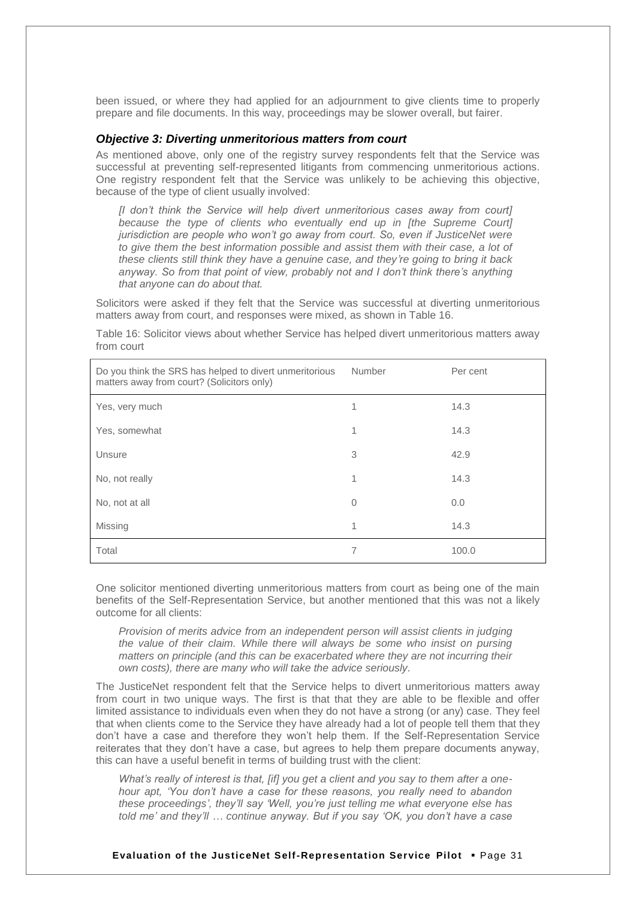been issued, or where they had applied for an adjournment to give clients time to properly prepare and file documents. In this way, proceedings may be slower overall, but fairer.

### *Objective 3: Diverting unmeritorious matters from court*

As mentioned above, only one of the registry survey respondents felt that the Service was successful at preventing self-represented litigants from commencing unmeritorious actions. One registry respondent felt that the Service was unlikely to be achieving this objective, because of the type of client usually involved:

> *[I don't think the Service will help divert unmeritorious cases away from court] because the type of clients who eventually end up in [the Supreme Court] jurisdiction are people who won't go away from court. So, even if JusticeNet were to give them the best information possible and assist them with their case, a lot of these clients still think they have a genuine case, and they're going to bring it back anyway. So from that point of view, probably not and I don't think there's anything that anyone can do about that.*

Solicitors were asked if they felt that the Service was successful at diverting unmeritorious matters away from court, and responses were mixed, as shown in Table 16.

Table 16: Solicitor views about whether Service has helped divert unmeritorious matters away from court

| Do you think the SRS has helped to divert unmeritorious matters away from court? (Solicitors only) | Number | Per cent |
|---|---|---|
| Yes, very much | 1 | 14.3 |
| Yes, somewhat | 1 | 14.3 |
| Unsure | 3 | 42.9 |
| No, not really | 1 | 14.3 |
| No, not at all | 0 | 0.0 |
| Missing | 1 | 14.3 |
| Total | 7 | 100.0 |

One solicitor mentioned diverting unmeritorious matters from court as being one of the main benefits of the Self-Representation Service, but another mentioned that this was not a likely outcome for all clients:

> *Provision of merits advice from an independent person will assist clients in judging the value of their claim. While there will always be some who insist on pursing matters on principle (and this can be exacerbated where they are not incurring their own costs), there are many who will take the advice seriously*.

The JusticeNet respondent felt that the Service helps to divert unmeritorious matters away from court in two unique ways. The first is that that they are able to be flexible and offer limited assistance to individuals even when they do not have a strong (or any) case. They feel that when clients come to the Service they have already had a lot of people tell them that they don't have a case and therefore they won't help them. If the Self-Representation Service reiterates that they don't have a case, but agrees to help them prepare documents anyway, this can have a useful benefit in terms of building trust with the client:

> *What's really of interest is that, [if] you get a client and you say to them after a one-hour apt, 'You don't have a case for these reasons, you really need to abandon these proceedings', they'll say 'Well, you're just telling me what everyone else has told me' and they'll … continue anyway. But if you say 'OK, you don't have a case*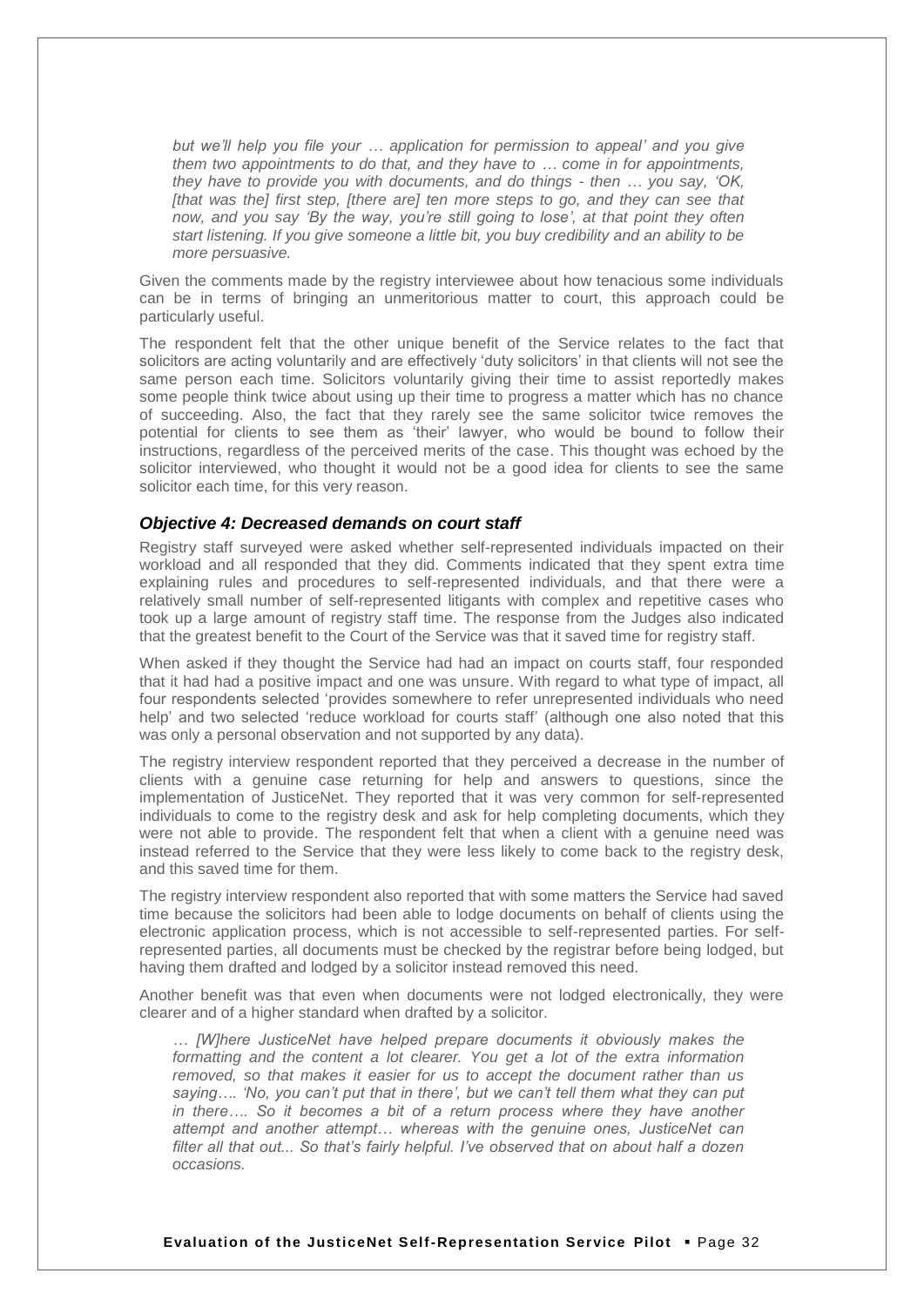*but we'll help you file your … application for permission to appeal' and you give them two appointments to do that, and they have to … come in for appointments, they have to provide you with documents, and do things - then … you say, 'OK, [that was the] first step, [there are] ten more steps to go, and they can see that now, and you say 'By the way, you're still going to lose', at that point they often start listening. If you give someone a little bit, you buy credibility and an ability to be more persuasive.*

Given the comments made by the registry interviewee about how tenacious some individuals can be in terms of bringing an unmeritorious matter to court, this approach could be particularly useful.

The respondent felt that the other unique benefit of the Service relates to the fact that solicitors are acting voluntarily and are effectively 'duty solicitors' in that clients will not see the same person each time. Solicitors voluntarily giving their time to assist reportedly makes some people think twice about using up their time to progress a matter which has no chance of succeeding. Also, the fact that they rarely see the same solicitor twice removes the potential for clients to see them as 'their' lawyer, who would be bound to follow their instructions, regardless of the perceived merits of the case. This thought was echoed by the solicitor interviewed, who thought it would not be a good idea for clients to see the same solicitor each time, for this very reason.

### *Objective 4: Decreased demands on court staff*

Registry staff surveyed were asked whether self-represented individuals impacted on their workload and all responded that they did. Comments indicated that they spent extra time explaining rules and procedures to self-represented individuals, and that there were a relatively small number of self-represented litigants with complex and repetitive cases who took up a large amount of registry staff time. The response from the Judges also indicated that the greatest benefit to the Court of the Service was that it saved time for registry staff.

When asked if they thought the Service had had an impact on courts staff, four responded that it had had a positive impact and one was unsure. With regard to what type of impact, all four respondents selected 'provides somewhere to refer unrepresented individuals who need help' and two selected 'reduce workload for courts staff' (although one also noted that this was only a personal observation and not supported by any data).

The registry interview respondent reported that they perceived a decrease in the number of clients with a genuine case returning for help and answers to questions, since the implementation of JusticeNet. They reported that it was very common for self-represented individuals to come to the registry desk and ask for help completing documents, which they were not able to provide. The respondent felt that when a client with a genuine need was instead referred to the Service that they were less likely to come back to the registry desk, and this saved time for them.

The registry interview respondent also reported that with some matters the Service had saved time because the solicitors had been able to lodge documents on behalf of clients using the electronic application process, which is not accessible to self-represented parties. For self-represented parties, all documents must be checked by the registrar before being lodged, but having them drafted and lodged by a solicitor instead removed this need.

Another benefit was that even when documents were not lodged electronically, they were clearer and of a higher standard when drafted by a solicitor.

*… [W]here JusticeNet have helped prepare documents it obviously makes the formatting and the content a lot clearer. You get a lot of the extra information removed, so that makes it easier for us to accept the document rather than us saying…. 'No, you can't put that in there', but we can't tell them what they can put in there…. So it becomes a bit of a return process where they have another attempt and another attempt… whereas with the genuine ones, JusticeNet can filter all that out... So that's fairly helpful. I've observed that on about half a dozen occasions.*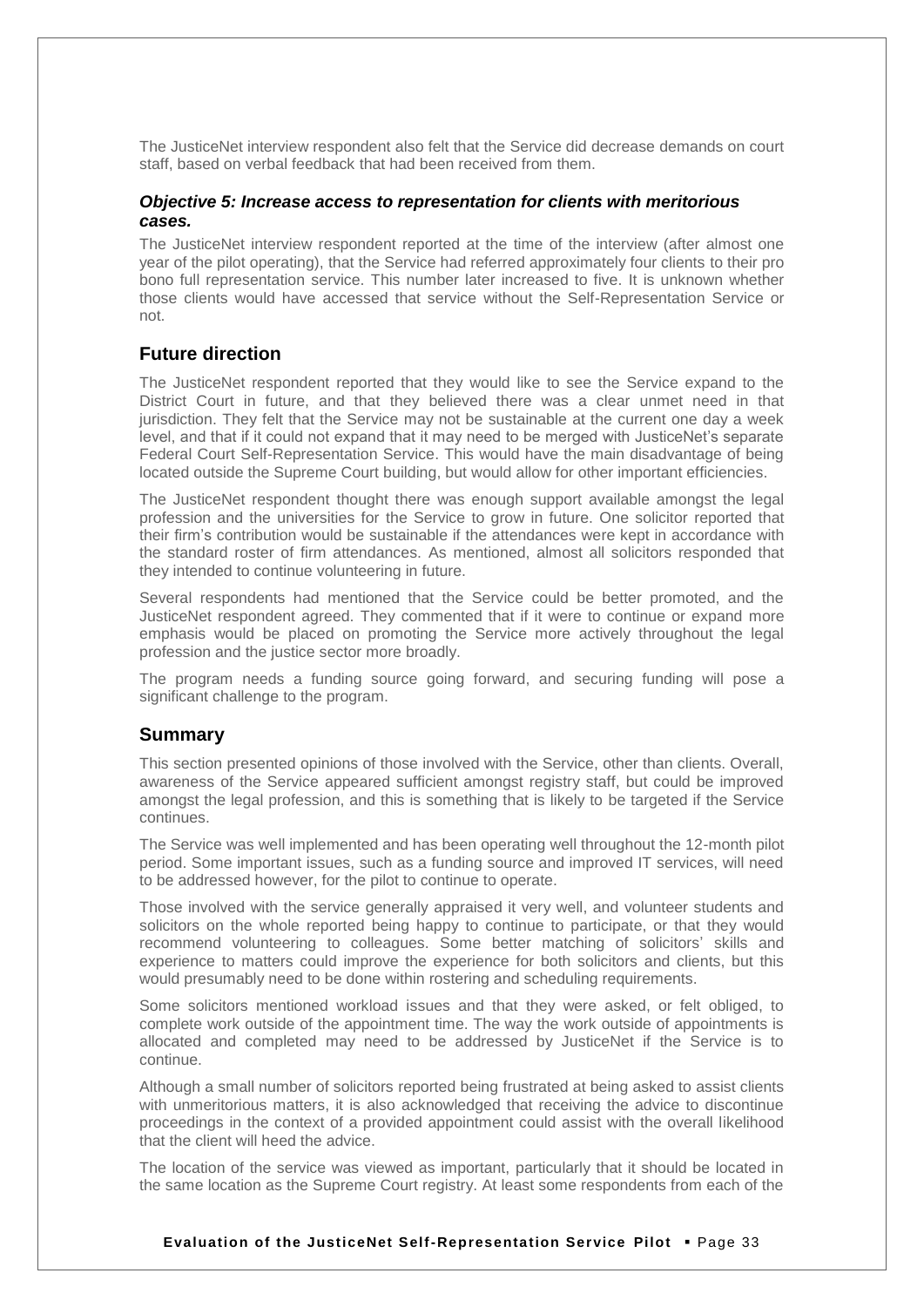The JusticeNet interview respondent also felt that the Service did decrease demands on court staff, based on verbal feedback that had been received from them.

### *Objective 5: Increase access to representation for clients with meritorious cases.*

The JusticeNet interview respondent reported at the time of the interview (after almost one year of the pilot operating), that the Service had referred approximately four clients to their pro bono full representation service. This number later increased to five. It is unknown whether those clients would have accessed that service without the Self-Representation Service or not.

## Future direction

The JusticeNet respondent reported that they would like to see the Service expand to the District Court in future, and that they believed there was a clear unmet need in that jurisdiction. They felt that the Service may not be sustainable at the current one day a week level, and that if it could not expand that it may need to be merged with JusticeNet's separate Federal Court Self-Representation Service. This would have the main disadvantage of being located outside the Supreme Court building, but would allow for other important efficiencies.

The JusticeNet respondent thought there was enough support available amongst the legal profession and the universities for the Service to grow in future. One solicitor reported that their firm's contribution would be sustainable if the attendances were kept in accordance with the standard roster of firm attendances. As mentioned, almost all solicitors responded that they intended to continue volunteering in future.

Several respondents had mentioned that the Service could be better promoted, and the JusticeNet respondent agreed. They commented that if it were to continue or expand more emphasis would be placed on promoting the Service more actively throughout the legal profession and the justice sector more broadly.

The program needs a funding source going forward, and securing funding will pose a significant challenge to the program.

## Summary

This section presented opinions of those involved with the Service, other than clients. Overall, awareness of the Service appeared sufficient amongst registry staff, but could be improved amongst the legal profession, and this is something that is likely to be targeted if the Service continues.

The Service was well implemented and has been operating well throughout the 12-month pilot period. Some important issues, such as a funding source and improved IT services, will need to be addressed however, for the pilot to continue to operate.

Those involved with the service generally appraised it very well, and volunteer students and solicitors on the whole reported being happy to continue to participate, or that they would recommend volunteering to colleagues. Some better matching of solicitors' skills and experience to matters could improve the experience for both solicitors and clients, but this would presumably need to be done within rostering and scheduling requirements.

Some solicitors mentioned workload issues and that they were asked, or felt obliged, to complete work outside of the appointment time. The way the work outside of appointments is allocated and completed may need to be addressed by JusticeNet if the Service is to continue.

Although a small number of solicitors reported being frustrated at being asked to assist clients with unmeritorious matters, it is also acknowledged that receiving the advice to discontinue proceedings in the context of a provided appointment could assist with the overall likelihood that the client will heed the advice.

The location of the service was viewed as important, particularly that it should be located in the same location as the Supreme Court registry. At least some respondents from each of the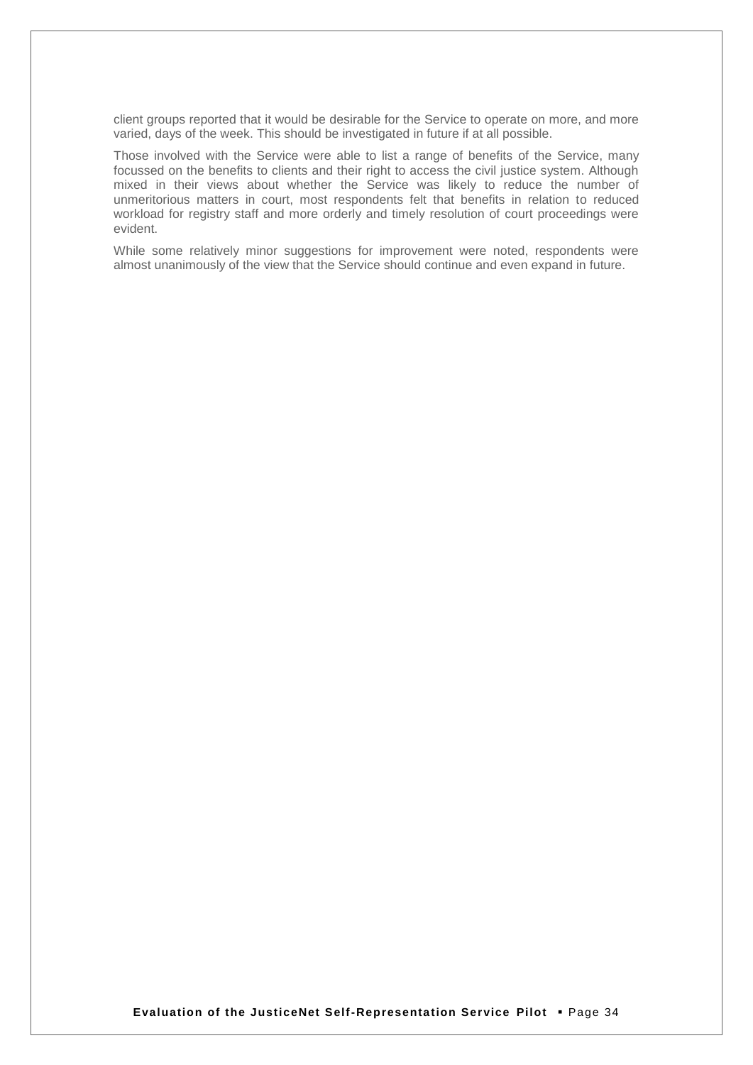client groups reported that it would be desirable for the Service to operate on more, and more varied, days of the week. This should be investigated in future if at all possible.

Those involved with the Service were able to list a range of benefits of the Service, many focussed on the benefits to clients and their right to access the civil justice system. Although mixed in their views about whether the Service was likely to reduce the number of unmeritorious matters in court, most respondents felt that benefits in relation to reduced workload for registry staff and more orderly and timely resolution of court proceedings were evident.

While some relatively minor suggestions for improvement were noted, respondents were almost unanimously of the view that the Service should continue and even expand in future.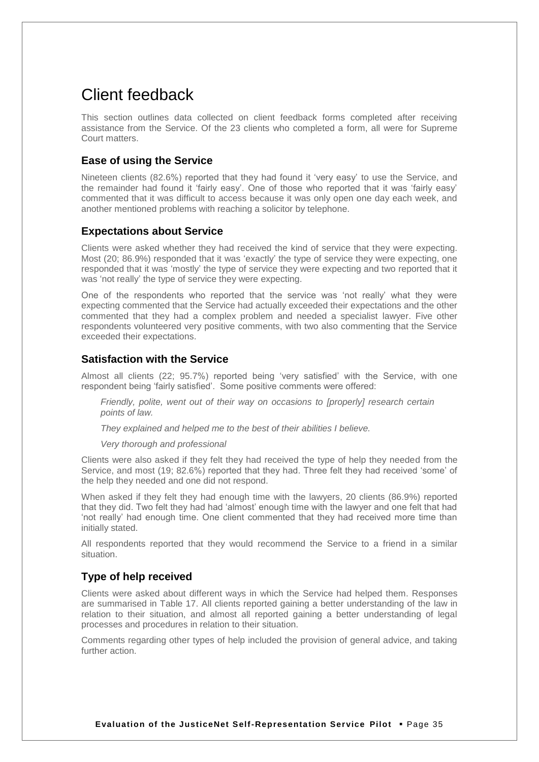# Client feedback

This section outlines data collected on client feedback forms completed after receiving assistance from the Service. Of the 23 clients who completed a form, all were for Supreme Court matters.

## Ease of using the Service

Nineteen clients (82.6%) reported that they had found it 'very easy' to use the Service, and the remainder had found it 'fairly easy'. One of those who reported that it was 'fairly easy' commented that it was difficult to access because it was only open one day each week, and another mentioned problems with reaching a solicitor by telephone.

## Expectations about Service

Clients were asked whether they had received the kind of service that they were expecting. Most (20; 86.9%) responded that it was 'exactly' the type of service they were expecting, one responded that it was 'mostly' the type of service they were expecting and two reported that it was 'not really' the type of service they were expecting.

One of the respondents who reported that the service was 'not really' what they were expecting commented that the Service had actually exceeded their expectations and the other commented that they had a complex problem and needed a specialist lawyer. Five other respondents volunteered very positive comments, with two also commenting that the Service exceeded their expectations.

## Satisfaction with the Service

Almost all clients (22; 95.7%) reported being 'very satisfied' with the Service, with one respondent being 'fairly satisfied'. Some positive comments were offered:

> *Friendly, polite, went out of their way on occasions to [properly] research certain points of law.*
>
> *They explained and helped me to the best of their abilities I believe.*
>
> *Very thorough and professional*

Clients were also asked if they felt they had received the type of help they needed from the Service, and most (19; 82.6%) reported that they had. Three felt they had received 'some' of the help they needed and one did not respond.

When asked if they felt they had enough time with the lawyers, 20 clients (86.9%) reported that they did. Two felt they had had 'almost' enough time with the lawyer and one felt that had 'not really' had enough time. One client commented that they had received more time than initially stated.

All respondents reported that they would recommend the Service to a friend in a similar situation.

## Type of help received

Clients were asked about different ways in which the Service had helped them. Responses are summarised in Table 17. All clients reported gaining a better understanding of the law in relation to their situation, and almost all reported gaining a better understanding of legal processes and procedures in relation to their situation.

Comments regarding other types of help included the provision of general advice, and taking further action.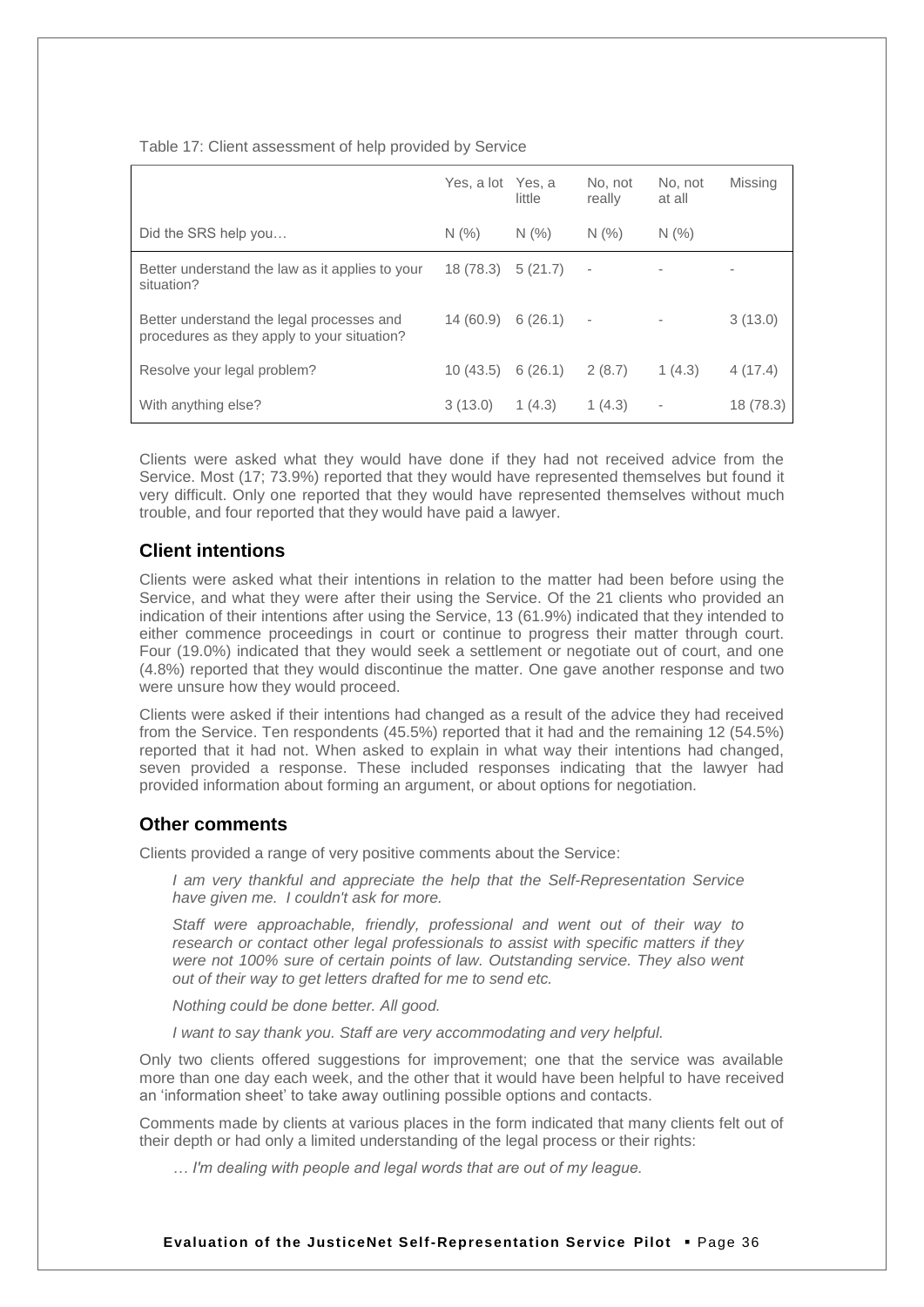Table 17: Client assessment of help provided by Service

| | Yes, a lot | Yes, a little | No, not really | No, not at all | Missing |
|---|---|---|---|---|---|
| Did the SRS help you… | N (%) | N (%) | N (%) | N (%) | |
| Better understand the law as it applies to your situation? | 18 (78.3) | 5 (21.7) | - | - | - |
| Better understand the legal processes and procedures as they apply to your situation? | 14 (60.9) | 6 (26.1) | - | - | 3 (13.0) |
| Resolve your legal problem? | 10 (43.5) | 6 (26.1) | 2 (8.7) | 1 (4.3) | 4 (17.4) |
| With anything else? | 3 (13.0) | 1 (4.3) | 1 (4.3) | - | 18 (78.3) |

Clients were asked what they would have done if they had not received advice from the Service. Most (17; 73.9%) reported that they would have represented themselves but found it very difficult. Only one reported that they would have represented themselves without much trouble, and four reported that they would have paid a lawyer.

## Client intentions

Clients were asked what their intentions in relation to the matter had been before using the Service, and what they were after their using the Service. Of the 21 clients who provided an indication of their intentions after using the Service, 13 (61.9%) indicated that they intended to either commence proceedings in court or continue to progress their matter through court. Four (19.0%) indicated that they would seek a settlement or negotiate out of court, and one (4.8%) reported that they would discontinue the matter. One gave another response and two were unsure how they would proceed.

Clients were asked if their intentions had changed as a result of the advice they had received from the Service. Ten respondents (45.5%) reported that it had and the remaining 12 (54.5%) reported that it had not. When asked to explain in what way their intentions had changed, seven provided a response. These included responses indicating that the lawyer had provided information about forming an argument, or about options for negotiation.

## Other comments

Clients provided a range of very positive comments about the Service:

> *I am very thankful and appreciate the help that the Self-Representation Service have given me. I couldn't ask for more.*
>
> *Staff were approachable, friendly, professional and went out of their way to research or contact other legal professionals to assist with specific matters if they were not 100% sure of certain points of law. Outstanding service. They also went out of their way to get letters drafted for me to send etc.*
>
> *Nothing could be done better. All good.*
>
> *I want to say thank you. Staff are very accommodating and very helpful.*

Only two clients offered suggestions for improvement; one that the service was available more than one day each week, and the other that it would have been helpful to have received an 'information sheet' to take away outlining possible options and contacts.

Comments made by clients at various places in the form indicated that many clients felt out of their depth or had only a limited understanding of the legal process or their rights:

> *… I'm dealing with people and legal words that are out of my league.*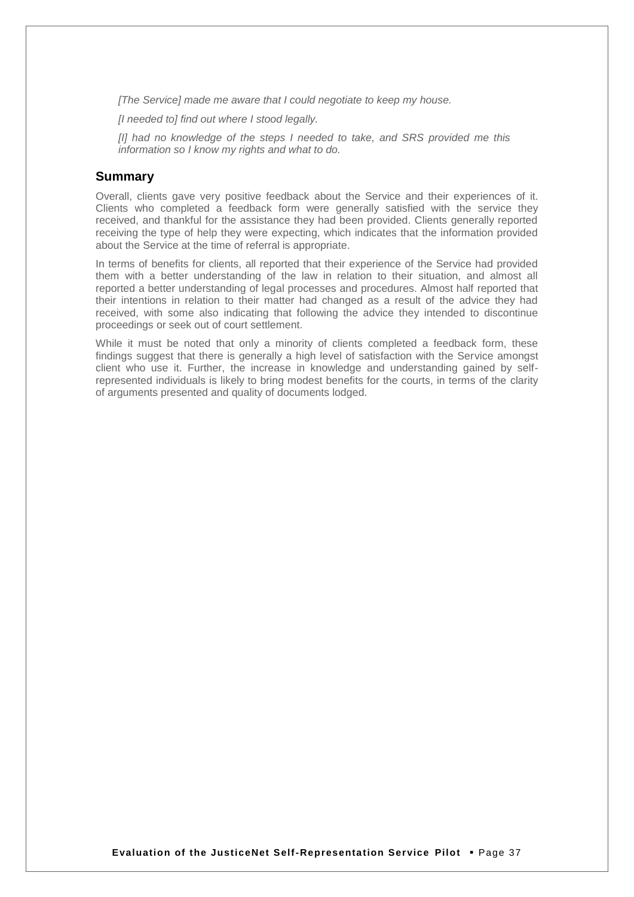*[The Service] made me aware that I could negotiate to keep my house.*

*[I needed to] find out where I stood legally.*

*[I] had no knowledge of the steps I needed to take, and SRS provided me this information so I know my rights and what to do.*

## Summary

Overall, clients gave very positive feedback about the Service and their experiences of it. Clients who completed a feedback form were generally satisfied with the service they received, and thankful for the assistance they had been provided. Clients generally reported receiving the type of help they were expecting, which indicates that the information provided about the Service at the time of referral is appropriate.

In terms of benefits for clients, all reported that their experience of the Service had provided them with a better understanding of the law in relation to their situation, and almost all reported a better understanding of legal processes and procedures. Almost half reported that their intentions in relation to their matter had changed as a result of the advice they had received, with some also indicating that following the advice they intended to discontinue proceedings or seek out of court settlement.

While it must be noted that only a minority of clients completed a feedback form, these findings suggest that there is generally a high level of satisfaction with the Service amongst client who use it. Further, the increase in knowledge and understanding gained by self-represented individuals is likely to bring modest benefits for the courts, in terms of the clarity of arguments presented and quality of documents lodged.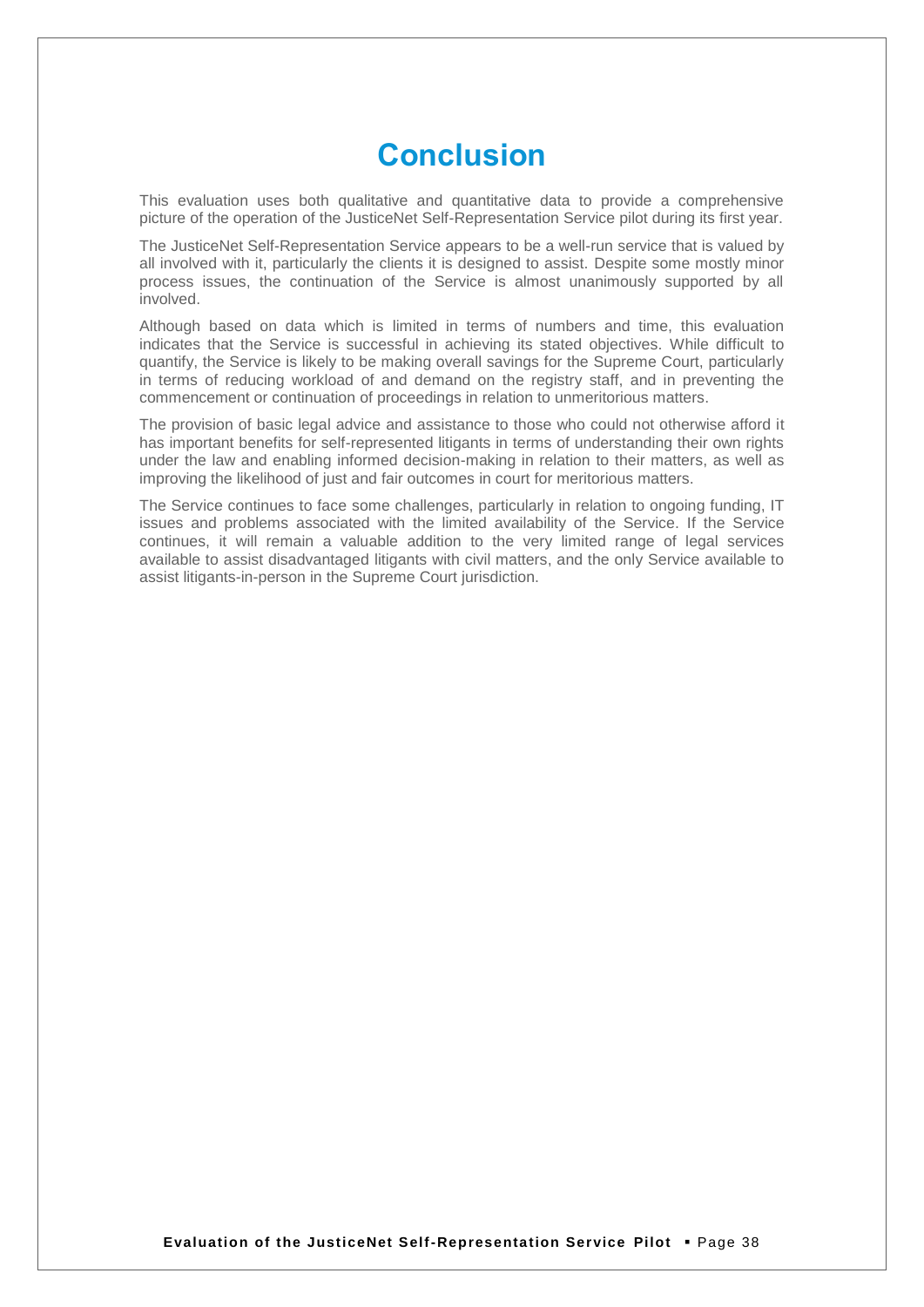# Conclusion

This evaluation uses both qualitative and quantitative data to provide a comprehensive picture of the operation of the JusticeNet Self-Representation Service pilot during its first year.

The JusticeNet Self-Representation Service appears to be a well-run service that is valued by all involved with it, particularly the clients it is designed to assist. Despite some mostly minor process issues, the continuation of the Service is almost unanimously supported by all involved.

Although based on data which is limited in terms of numbers and time, this evaluation indicates that the Service is successful in achieving its stated objectives. While difficult to quantify, the Service is likely to be making overall savings for the Supreme Court, particularly in terms of reducing workload of and demand on the registry staff, and in preventing the commencement or continuation of proceedings in relation to unmeritorious matters.

The provision of basic legal advice and assistance to those who could not otherwise afford it has important benefits for self-represented litigants in terms of understanding their own rights under the law and enabling informed decision-making in relation to their matters, as well as improving the likelihood of just and fair outcomes in court for meritorious matters.

The Service continues to face some challenges, particularly in relation to ongoing funding, IT issues and problems associated with the limited availability of the Service. If the Service continues, it will remain a valuable addition to the very limited range of legal services available to assist disadvantaged litigants with civil matters, and the only Service available to assist litigants-in-person in the Supreme Court jurisdiction.